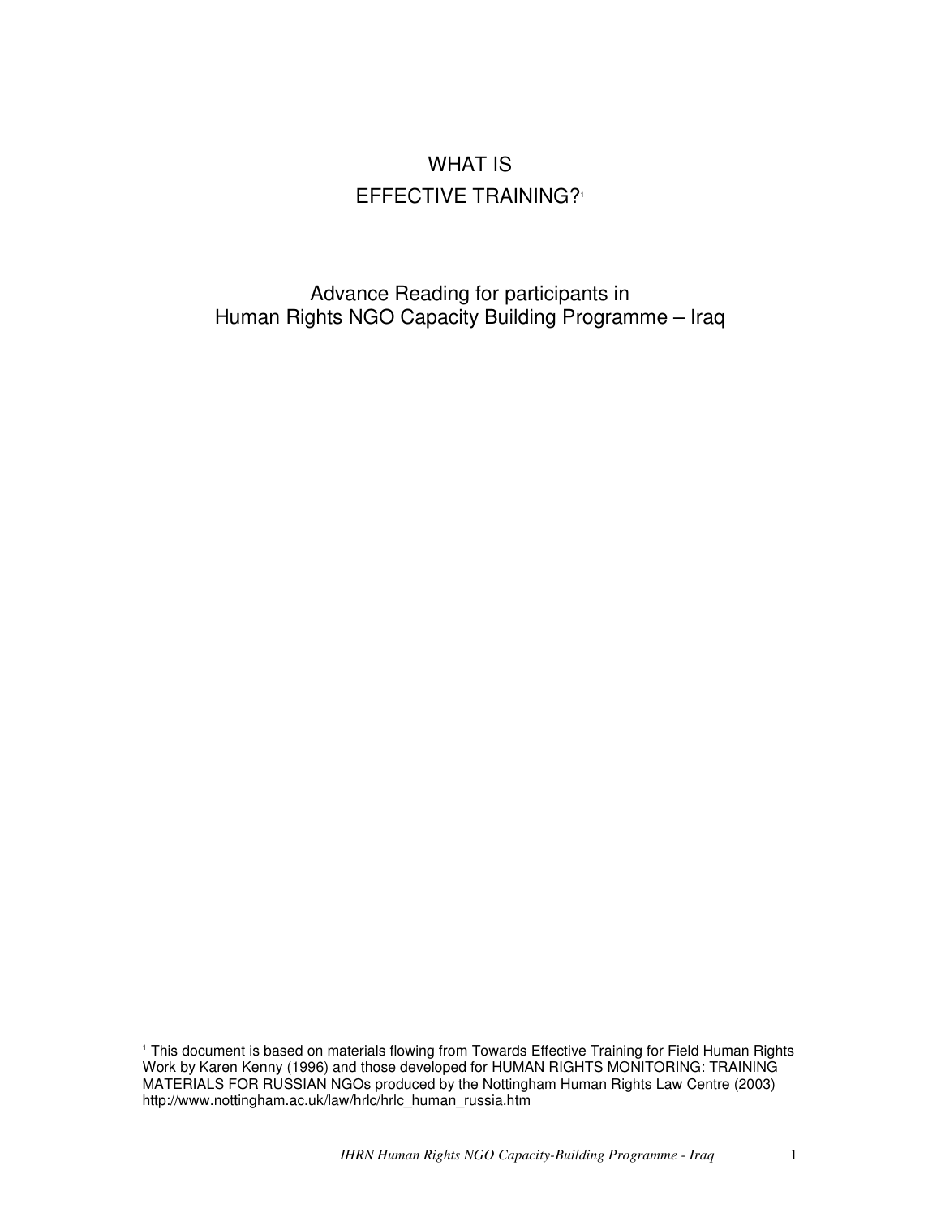# WHAT IS EFFECTIVE TRAINING?[1]

Advance Reading for participants in
Human Rights NGO Capacity Building Programme – Iraq

[1] This document is based on materials flowing from Towards Effective Training for Field Human Rights Work by Karen Kenny (1996) and those developed for HUMAN RIGHTS MONITORING: TRAINING MATERIALS FOR RUSSIAN NGOs produced by the Nottingham Human Rights Law Centre (2003) http://www.nottingham.ac.uk/law/hrlc/hrlc_human_russia.htm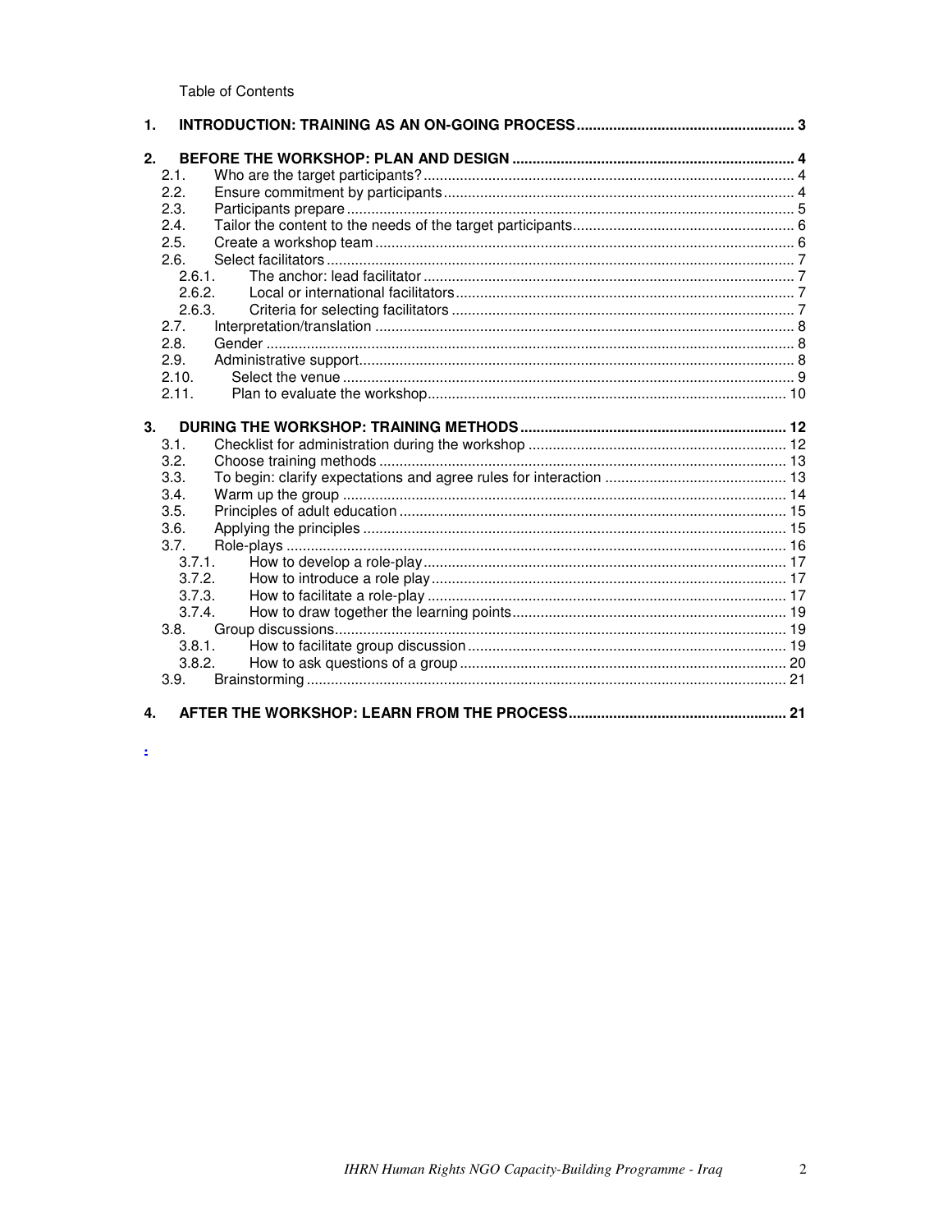Table of Contents

1. INTRODUCTION: TRAINING AS AN ON-GOING PROCESS ..................................................... 3

2. BEFORE THE WORKSHOP: PLAN AND DESIGN ..................................................................... 4
   - 2.1. Who are the target participants? ........................................................................................... 4
   - 2.2. Ensure commitment by participants ...................................................................................... 4
   - 2.3. Participants prepare ............................................................................................................... 5
   - 2.4. Tailor the content to the needs of the target participants....................................................... 6
   - 2.5. Create a workshop team ........................................................................................................ 6
   - 2.6. Select facilitators .................................................................................................................... 7
     - 2.6.1. The anchor: lead facilitator ............................................................................................ 7
     - 2.6.2. Local or international facilitators .................................................................................... 7
     - 2.6.3. Criteria for selecting facilitators ..................................................................................... 7
   - 2.7. Interpretation/translation ....................................................................................................... 8
   - 2.8. Gender ................................................................................................................................... 8
   - 2.9. Administrative support........................................................................................................... 8
   - 2.10. Select the venue ............................................................................................................... 9
   - 2.11. Plan to evaluate the workshop......................................................................................... 10

3. DURING THE WORKSHOP: TRAINING METHODS ................................................................. 12
   - 3.1. Checklist for administration during the workshop ................................................................ 12
   - 3.2. Choose training methods ..................................................................................................... 13
   - 3.3. To begin: clarify expectations and agree rules for interaction ............................................. 13
   - 3.4. Warm up the group ............................................................................................................. 14
   - 3.5. Principles of adult education ................................................................................................ 15
   - 3.6. Applying the principles ........................................................................................................ 15
   - 3.7. Role-plays ........................................................................................................................... 16
     - 3.7.1. How to develop a role-play ......................................................................................... 17
     - 3.7.2. How to introduce a role play ....................................................................................... 17
     - 3.7.3. How to facilitate a role-play ........................................................................................ 17
     - 3.7.4. How to draw together the learning points .................................................................... 19
   - 3.8. Group discussions................................................................................................................ 19
     - 3.8.1. How to facilitate group discussion .............................................................................. 19
     - 3.8.2. How to ask questions of a group ................................................................................. 20
   - 3.9. Brainstorming ...................................................................................................................... 21

4. AFTER THE WORKSHOP: LEARN FROM THE PROCESS..................................................... 21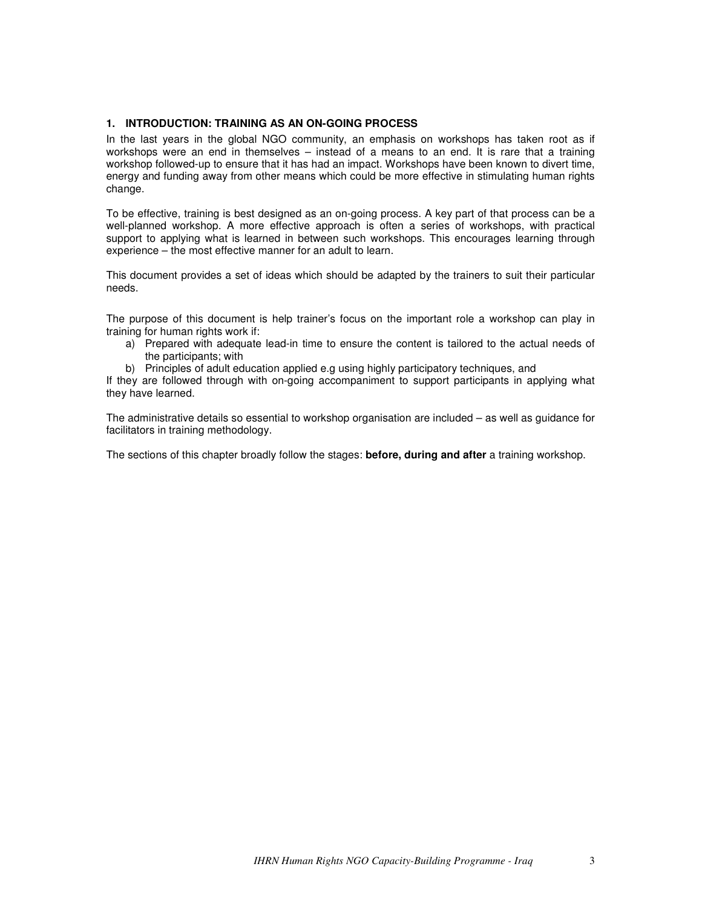## 1. INTRODUCTION: TRAINING AS AN ON-GOING PROCESS

In the last years in the global NGO community, an emphasis on workshops has taken root as if workshops were an end in themselves – instead of a means to an end. It is rare that a training workshop followed-up to ensure that it has had an impact. Workshops have been known to divert time, energy and funding away from other means which could be more effective in stimulating human rights change.

To be effective, training is best designed as an on-going process. A key part of that process can be a well-planned workshop. A more effective approach is often a series of workshops, with practical support to applying what is learned in between such workshops. This encourages learning through experience – the most effective manner for an adult to learn.

This document provides a set of ideas which should be adapted by the trainers to suit their particular needs.

The purpose of this document is help trainer's focus on the important role a workshop can play in training for human rights work if:

a) Prepared with adequate lead-in time to ensure the content is tailored to the actual needs of the participants; with
b) Principles of adult education applied e.g using highly participatory techniques, and

If they are followed through with on-going accompaniment to support participants in applying what they have learned.

The administrative details so essential to workshop organisation are included – as well as guidance for facilitators in training methodology.

The sections of this chapter broadly follow the stages: **before, during and after** a training workshop.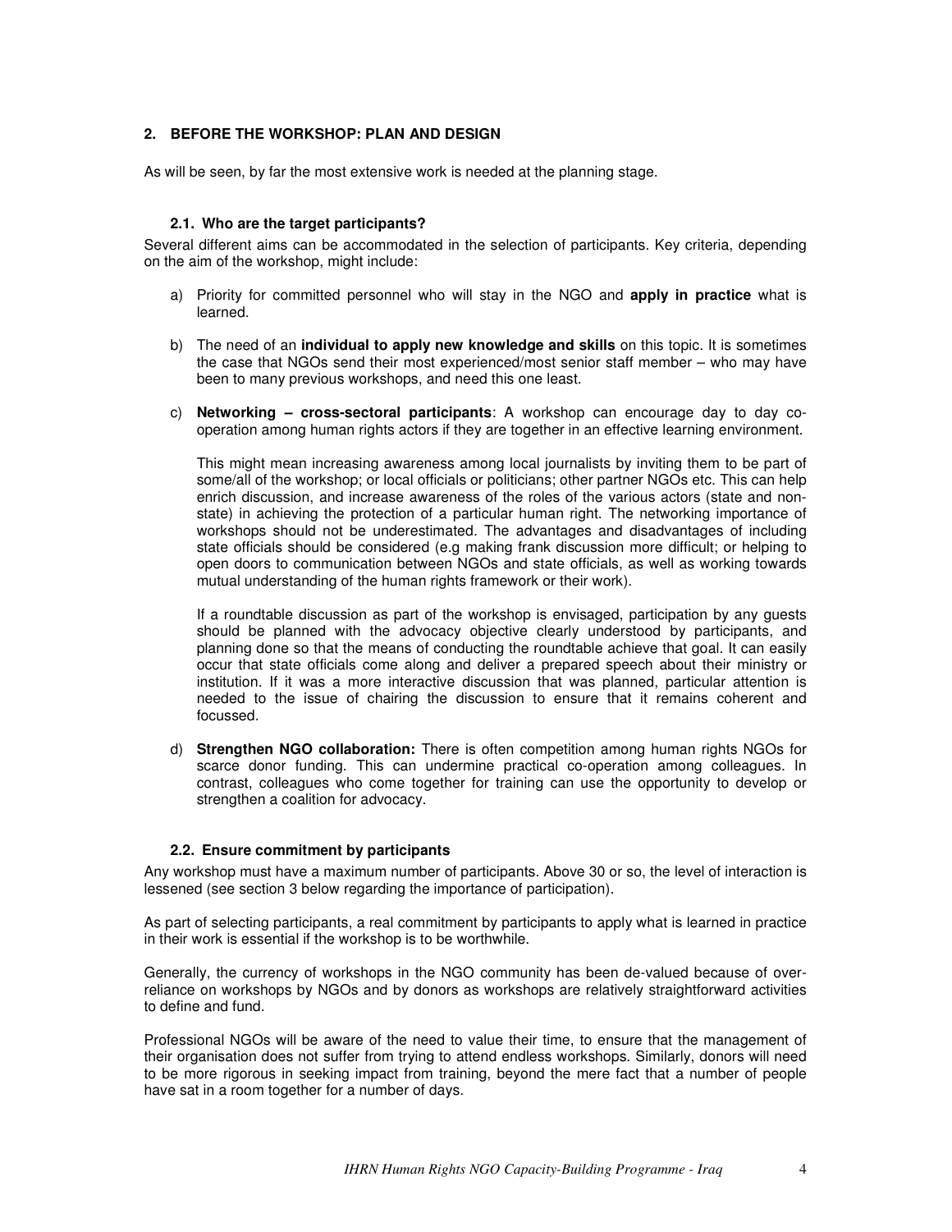## 2. BEFORE THE WORKSHOP: PLAN AND DESIGN

As will be seen, by far the most extensive work is needed at the planning stage.

### 2.1. Who are the target participants?

Several different aims can be accommodated in the selection of participants. Key criteria, depending on the aim of the workshop, might include:

a) Priority for committed personnel who will stay in the NGO and **apply in practice** what is learned.

b) The need of an **individual to apply new knowledge and skills** on this topic. It is sometimes the case that NGOs send their most experienced/most senior staff member – who may have been to many previous workshops, and need this one least.

c) **Networking – cross-sectoral participants**: A workshop can encourage day to day co-operation among human rights actors if they are together in an effective learning environment.

   This might mean increasing awareness among local journalists by inviting them to be part of some/all of the workshop; or local officials or politicians; other partner NGOs etc. This can help enrich discussion, and increase awareness of the roles of the various actors (state and non-state) in achieving the protection of a particular human right. The networking importance of workshops should not be underestimated. The advantages and disadvantages of including state officials should be considered (e.g making frank discussion more difficult; or helping to open doors to communication between NGOs and state officials, as well as working towards mutual understanding of the human rights framework or their work).

   If a roundtable discussion as part of the workshop is envisaged, participation by any guests should be planned with the advocacy objective clearly understood by participants, and planning done so that the means of conducting the roundtable achieve that goal. It can easily occur that state officials come along and deliver a prepared speech about their ministry or institution. If it was a more interactive discussion that was planned, particular attention is needed to the issue of chairing the discussion to ensure that it remains coherent and focussed.

d) **Strengthen NGO collaboration:** There is often competition among human rights NGOs for scarce donor funding. This can undermine practical co-operation among colleagues. In contrast, colleagues who come together for training can use the opportunity to develop or strengthen a coalition for advocacy.

### 2.2. Ensure commitment by participants

Any workshop must have a maximum number of participants. Above 30 or so, the level of interaction is lessened (see section 3 below regarding the importance of participation).

As part of selecting participants, a real commitment by participants to apply what is learned in practice in their work is essential if the workshop is to be worthwhile.

Generally, the currency of workshops in the NGO community has been de-valued because of over-reliance on workshops by NGOs and by donors as workshops are relatively straightforward activities to define and fund.

Professional NGOs will be aware of the need to value their time, to ensure that the management of their organisation does not suffer from trying to attend endless workshops. Similarly, donors will need to be more rigorous in seeking impact from training, beyond the mere fact that a number of people have sat in a room together for a number of days.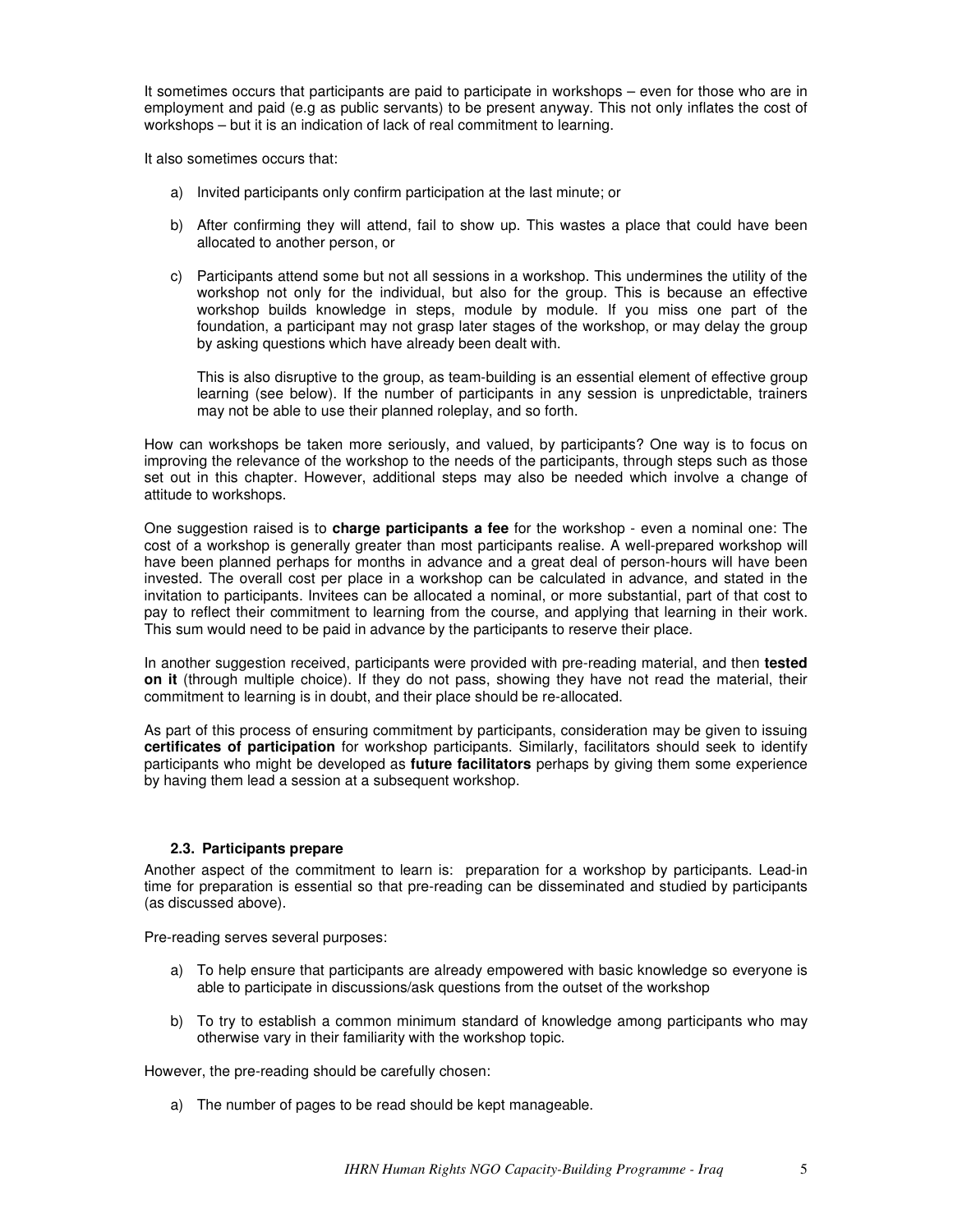It sometimes occurs that participants are paid to participate in workshops – even for those who are in employment and paid (e.g as public servants) to be present anyway. This not only inflates the cost of workshops – but it is an indication of lack of real commitment to learning.

It also sometimes occurs that:

a) Invited participants only confirm participation at the last minute; or

b) After confirming they will attend, fail to show up. This wastes a place that could have been allocated to another person, or

c) Participants attend some but not all sessions in a workshop. This undermines the utility of the workshop not only for the individual, but also for the group. This is because an effective workshop builds knowledge in steps, module by module. If you miss one part of the foundation, a participant may not grasp later stages of the workshop, or may delay the group by asking questions which have already been dealt with.

   This is also disruptive to the group, as team-building is an essential element of effective group learning (see below). If the number of participants in any session is unpredictable, trainers may not be able to use their planned roleplay, and so forth.

How can workshops be taken more seriously, and valued, by participants? One way is to focus on improving the relevance of the workshop to the needs of the participants, through steps such as those set out in this chapter. However, additional steps may also be needed which involve a change of attitude to workshops.

One suggestion raised is to **charge participants a fee** for the workshop - even a nominal one: The cost of a workshop is generally greater than most participants realise. A well-prepared workshop will have been planned perhaps for months in advance and a great deal of person-hours will have been invested. The overall cost per place in a workshop can be calculated in advance, and stated in the invitation to participants. Invitees can be allocated a nominal, or more substantial, part of that cost to pay to reflect their commitment to learning from the course, and applying that learning in their work. This sum would need to be paid in advance by the participants to reserve their place.

In another suggestion received, participants were provided with pre-reading material, and then **tested on it** (through multiple choice). If they do not pass, showing they have not read the material, their commitment to learning is in doubt, and their place should be re-allocated.

As part of this process of ensuring commitment by participants, consideration may be given to issuing **certificates of participation** for workshop participants. Similarly, facilitators should seek to identify participants who might be developed as **future facilitators** perhaps by giving them some experience by having them lead a session at a subsequent workshop.

### 2.3. Participants prepare

Another aspect of the commitment to learn is: preparation for a workshop by participants. Lead-in time for preparation is essential so that pre-reading can be disseminated and studied by participants (as discussed above).

Pre-reading serves several purposes:

a) To help ensure that participants are already empowered with basic knowledge so everyone is able to participate in discussions/ask questions from the outset of the workshop

b) To try to establish a common minimum standard of knowledge among participants who may otherwise vary in their familiarity with the workshop topic.

However, the pre-reading should be carefully chosen:

a) The number of pages to be read should be kept manageable.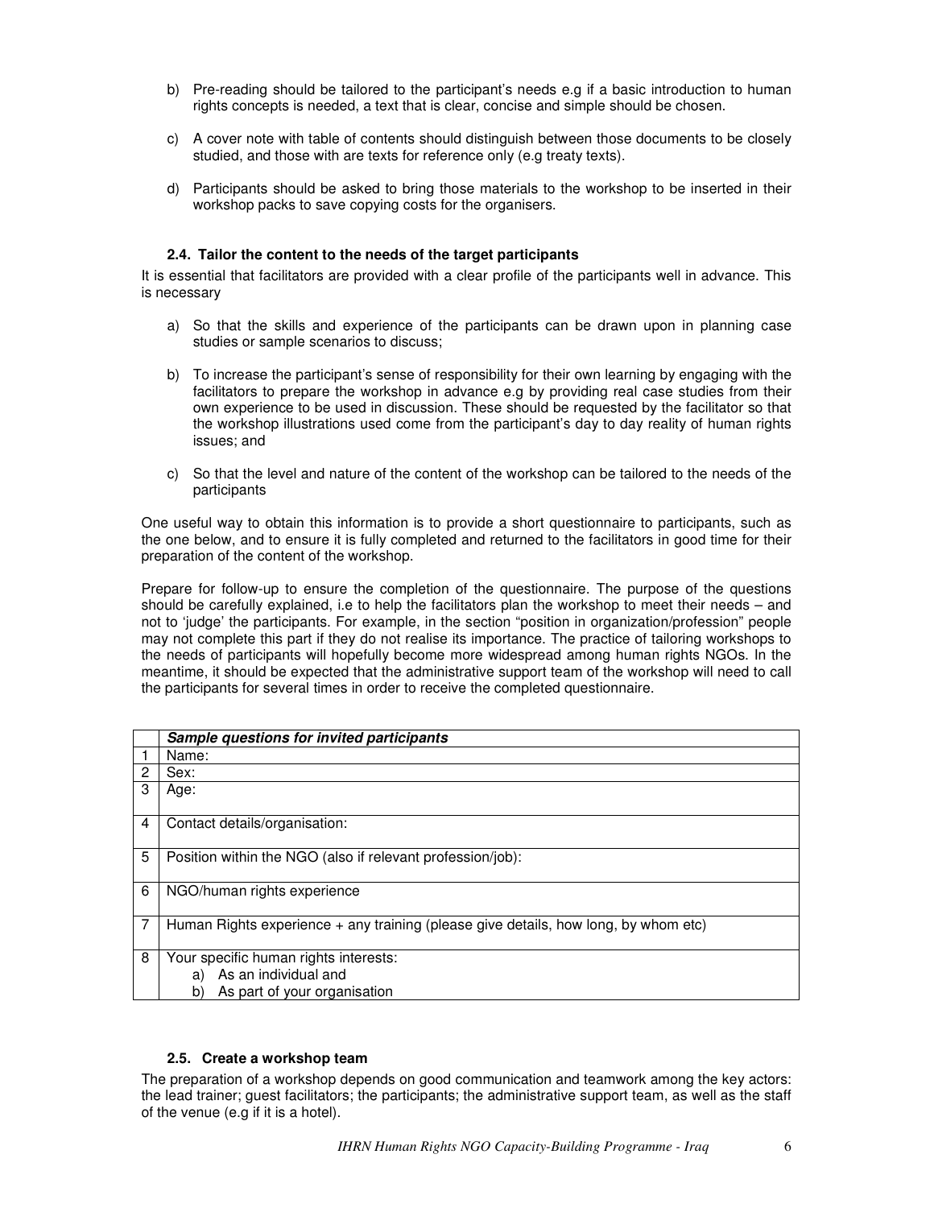b) Pre-reading should be tailored to the participant's needs e.g if a basic introduction to human rights concepts is needed, a text that is clear, concise and simple should be chosen.

c) A cover note with table of contents should distinguish between those documents to be closely studied, and those with are texts for reference only (e.g treaty texts).

d) Participants should be asked to bring those materials to the workshop to be inserted in their workshop packs to save copying costs for the organisers.

### 2.4. Tailor the content to the needs of the target participants

It is essential that facilitators are provided with a clear profile of the participants well in advance. This is necessary

a) So that the skills and experience of the participants can be drawn upon in planning case studies or sample scenarios to discuss;

b) To increase the participant's sense of responsibility for their own learning by engaging with the facilitators to prepare the workshop in advance e.g by providing real case studies from their own experience to be used in discussion. These should be requested by the facilitator so that the workshop illustrations used come from the participant's day to day reality of human rights issues; and

c) So that the level and nature of the content of the workshop can be tailored to the needs of the participants

One useful way to obtain this information is to provide a short questionnaire to participants, such as the one below, and to ensure it is fully completed and returned to the facilitators in good time for their preparation of the content of the workshop.

Prepare for follow-up to ensure the completion of the questionnaire. The purpose of the questions should be carefully explained, i.e to help the facilitators plan the workshop to meet their needs – and not to 'judge' the participants. For example, in the section "position in organization/profession" people may not complete this part if they do not realise its importance. The practice of tailoring workshops to the needs of participants will hopefully become more widespread among human rights NGOs. In the meantime, it should be expected that the administrative support team of the workshop will need to call the participants for several times in order to receive the completed questionnaire.

| | ***Sample questions for invited participants*** |
|---|---|
| 1 | Name: |
| 2 | Sex: |
| 3 | Age: |
| 4 | Contact details/organisation: |
| 5 | Position within the NGO (also if relevant profession/job): |
| 6 | NGO/human rights experience |
| 7 | Human Rights experience + any training (please give details, how long, by whom etc) |
| 8 | Your specific human rights interests:<br>a) As an individual and<br>b) As part of your organisation |

### 2.5. Create a workshop team

The preparation of a workshop depends on good communication and teamwork among the key actors: the lead trainer; guest facilitators; the participants; the administrative support team, as well as the staff of the venue (e.g if it is a hotel).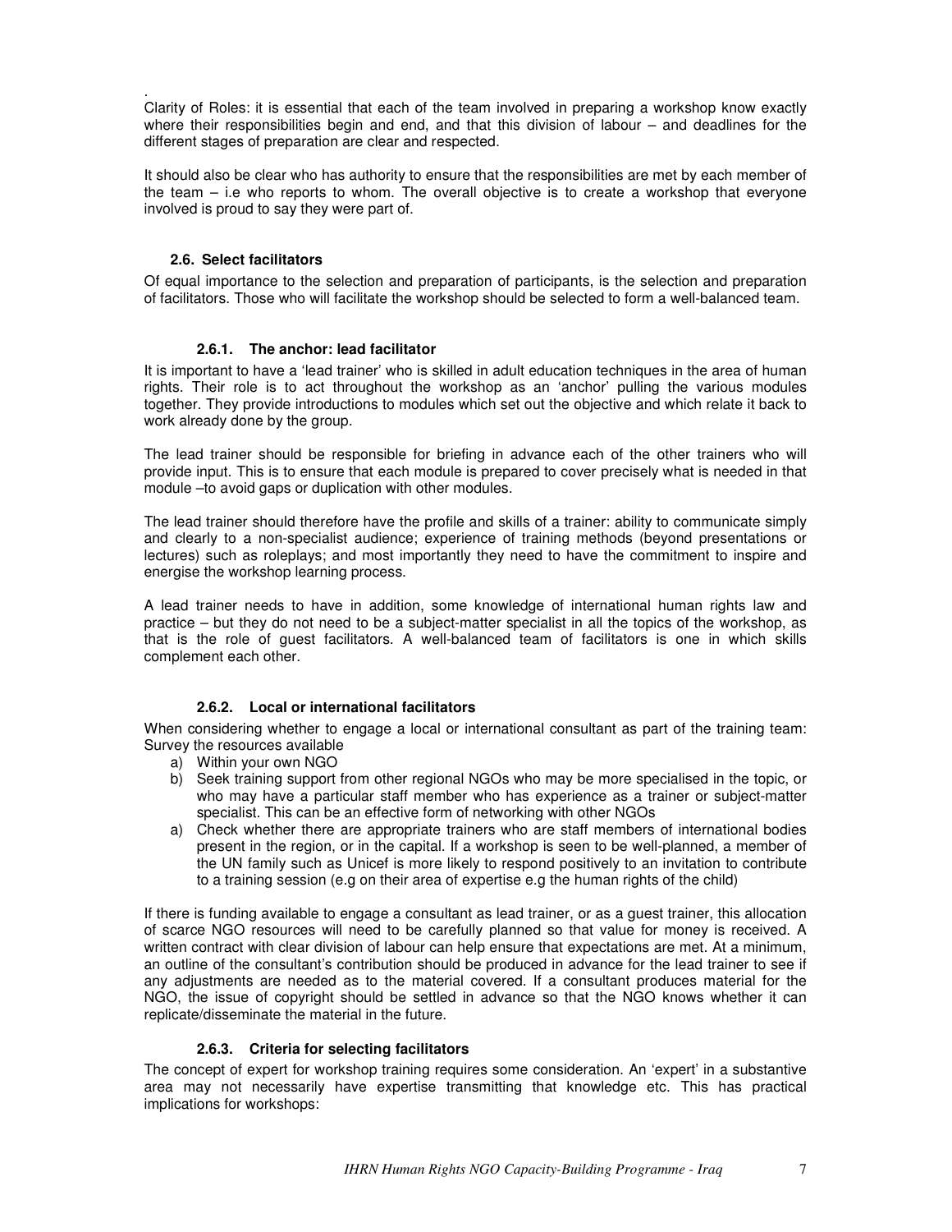.
Clarity of Roles: it is essential that each of the team involved in preparing a workshop know exactly where their responsibilities begin and end, and that this division of labour – and deadlines for the different stages of preparation are clear and respected.

It should also be clear who has authority to ensure that the responsibilities are met by each member of the team – i.e who reports to whom. The overall objective is to create a workshop that everyone involved is proud to say they were part of.

### 2.6. Select facilitators

Of equal importance to the selection and preparation of participants, is the selection and preparation of facilitators. Those who will facilitate the workshop should be selected to form a well-balanced team.

#### 2.6.1. The anchor: lead facilitator

It is important to have a 'lead trainer' who is skilled in adult education techniques in the area of human rights. Their role is to act throughout the workshop as an 'anchor' pulling the various modules together. They provide introductions to modules which set out the objective and which relate it back to work already done by the group.

The lead trainer should be responsible for briefing in advance each of the other trainers who will provide input. This is to ensure that each module is prepared to cover precisely what is needed in that module –to avoid gaps or duplication with other modules.

The lead trainer should therefore have the profile and skills of a trainer: ability to communicate simply and clearly to a non-specialist audience; experience of training methods (beyond presentations or lectures) such as roleplays; and most importantly they need to have the commitment to inspire and energise the workshop learning process.

A lead trainer needs to have in addition, some knowledge of international human rights law and practice – but they do not need to be a subject-matter specialist in all the topics of the workshop, as that is the role of guest facilitators. A well-balanced team of facilitators is one in which skills complement each other.

#### 2.6.2. Local or international facilitators

When considering whether to engage a local or international consultant as part of the training team: Survey the resources available

a) Within your own NGO
b) Seek training support from other regional NGOs who may be more specialised in the topic, or who may have a particular staff member who has experience as a trainer or subject-matter specialist. This can be an effective form of networking with other NGOs
a) Check whether there are appropriate trainers who are staff members of international bodies present in the region, or in the capital. If a workshop is seen to be well-planned, a member of the UN family such as Unicef is more likely to respond positively to an invitation to contribute to a training session (e.g on their area of expertise e.g the human rights of the child)

If there is funding available to engage a consultant as lead trainer, or as a guest trainer, this allocation of scarce NGO resources will need to be carefully planned so that value for money is received. A written contract with clear division of labour can help ensure that expectations are met. At a minimum, an outline of the consultant's contribution should be produced in advance for the lead trainer to see if any adjustments are needed as to the material covered. If a consultant produces material for the NGO, the issue of copyright should be settled in advance so that the NGO knows whether it can replicate/disseminate the material in the future.

#### 2.6.3. Criteria for selecting facilitators

The concept of expert for workshop training requires some consideration. An 'expert' in a substantive area may not necessarily have expertise transmitting that knowledge etc. This has practical implications for workshops: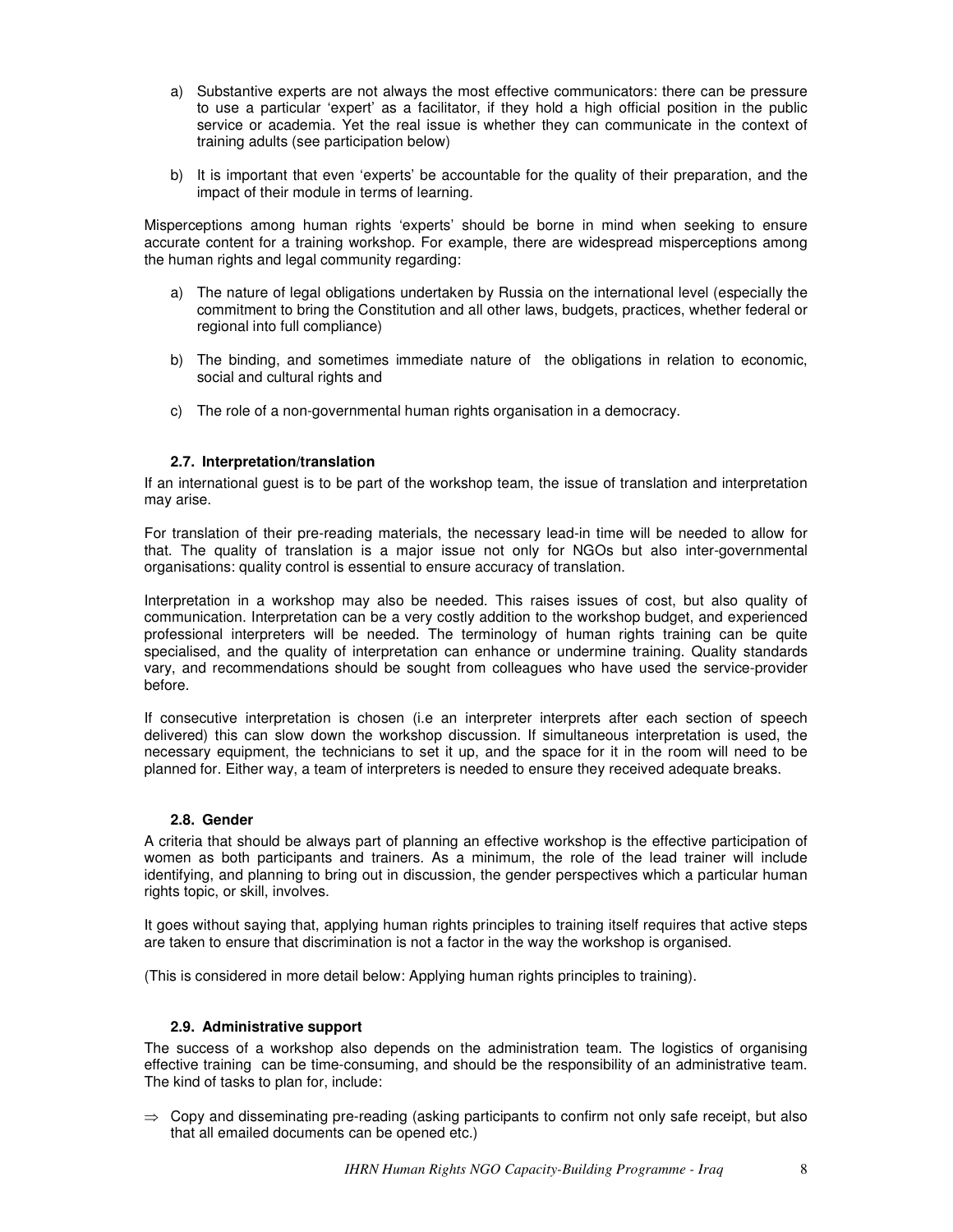a) Substantive experts are not always the most effective communicators: there can be pressure to use a particular 'expert' as a facilitator, if they hold a high official position in the public service or academia. Yet the real issue is whether they can communicate in the context of training adults (see participation below)

b) It is important that even 'experts' be accountable for the quality of their preparation, and the impact of their module in terms of learning.

Misperceptions among human rights 'experts' should be borne in mind when seeking to ensure accurate content for a training workshop. For example, there are widespread misperceptions among the human rights and legal community regarding:

a) The nature of legal obligations undertaken by Russia on the international level (especially the commitment to bring the Constitution and all other laws, budgets, practices, whether federal or regional into full compliance)

b) The binding, and sometimes immediate nature of the obligations in relation to economic, social and cultural rights and

c) The role of a non-governmental human rights organisation in a democracy.

### 2.7. Interpretation/translation

If an international guest is to be part of the workshop team, the issue of translation and interpretation may arise.

For translation of their pre-reading materials, the necessary lead-in time will be needed to allow for that. The quality of translation is a major issue not only for NGOs but also inter-governmental organisations: quality control is essential to ensure accuracy of translation.

Interpretation in a workshop may also be needed. This raises issues of cost, but also quality of communication. Interpretation can be a very costly addition to the workshop budget, and experienced professional interpreters will be needed. The terminology of human rights training can be quite specialised, and the quality of interpretation can enhance or undermine training. Quality standards vary, and recommendations should be sought from colleagues who have used the service-provider before.

If consecutive interpretation is chosen (i.e an interpreter interprets after each section of speech delivered) this can slow down the workshop discussion. If simultaneous interpretation is used, the necessary equipment, the technicians to set it up, and the space for it in the room will need to be planned for. Either way, a team of interpreters is needed to ensure they received adequate breaks.

### 2.8. Gender

A criteria that should be always part of planning an effective workshop is the effective participation of women as both participants and trainers. As a minimum, the role of the lead trainer will include identifying, and planning to bring out in discussion, the gender perspectives which a particular human rights topic, or skill, involves.

It goes without saying that, applying human rights principles to training itself requires that active steps are taken to ensure that discrimination is not a factor in the way the workshop is organised.

(This is considered in more detail below: Applying human rights principles to training).

### 2.9. Administrative support

The success of a workshop also depends on the administration team. The logistics of organising effective training can be time-consuming, and should be the responsibility of an administrative team. The kind of tasks to plan for, include:

⇒ Copy and disseminating pre-reading (asking participants to confirm not only safe receipt, but also that all emailed documents can be opened etc.)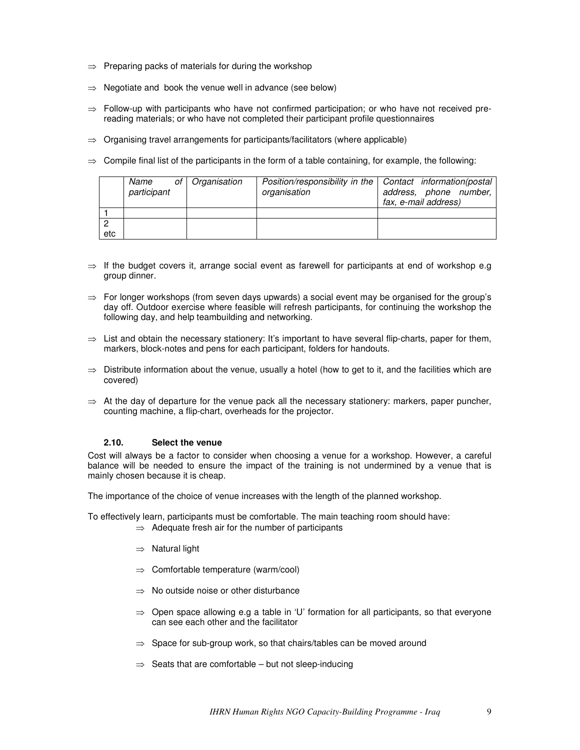- ⇒ Preparing packs of materials for during the workshop
- ⇒ Negotiate and book the venue well in advance (see below)
- ⇒ Follow-up with participants who have not confirmed participation; or who have not received pre-reading materials; or who have not completed their participant profile questionnaires
- ⇒ Organising travel arrangements for participants/facilitators (where applicable)
- ⇒ Compile final list of the participants in the form of a table containing, for example, the following:

| | *Name of participant* | *Organisation* | *Position/responsibility in the organisation* | *Contact information(postal address, phone number, fax, e-mail address)* |
|---|---|---|---|---|
| 1 | | | | |
| 2 etc | | | | |

- ⇒ If the budget covers it, arrange social event as farewell for participants at end of workshop e.g group dinner.
- ⇒ For longer workshops (from seven days upwards) a social event may be organised for the group's day off. Outdoor exercise where feasible will refresh participants, for continuing the workshop the following day, and help teambuilding and networking.
- ⇒ List and obtain the necessary stationery: It's important to have several flip-charts, paper for them, markers, block-notes and pens for each participant, folders for handouts.
- ⇒ Distribute information about the venue, usually a hotel (how to get to it, and the facilities which are covered)
- ⇒ At the day of departure for the venue pack all the necessary stationery: markers, paper puncher, counting machine, a flip-chart, overheads for the projector.

### 2.10. Select the venue

Cost will always be a factor to consider when choosing a venue for a workshop. However, a careful balance will be needed to ensure the impact of the training is not undermined by a venue that is mainly chosen because it is cheap.

The importance of the choice of venue increases with the length of the planned workshop.

To effectively learn, participants must be comfortable. The main teaching room should have:

- ⇒ Adequate fresh air for the number of participants
- ⇒ Natural light
- ⇒ Comfortable temperature (warm/cool)
- ⇒ No outside noise or other disturbance
- ⇒ Open space allowing e.g a table in 'U' formation for all participants, so that everyone can see each other and the facilitator
- ⇒ Space for sub-group work, so that chairs/tables can be moved around
- ⇒ Seats that are comfortable – but not sleep-inducing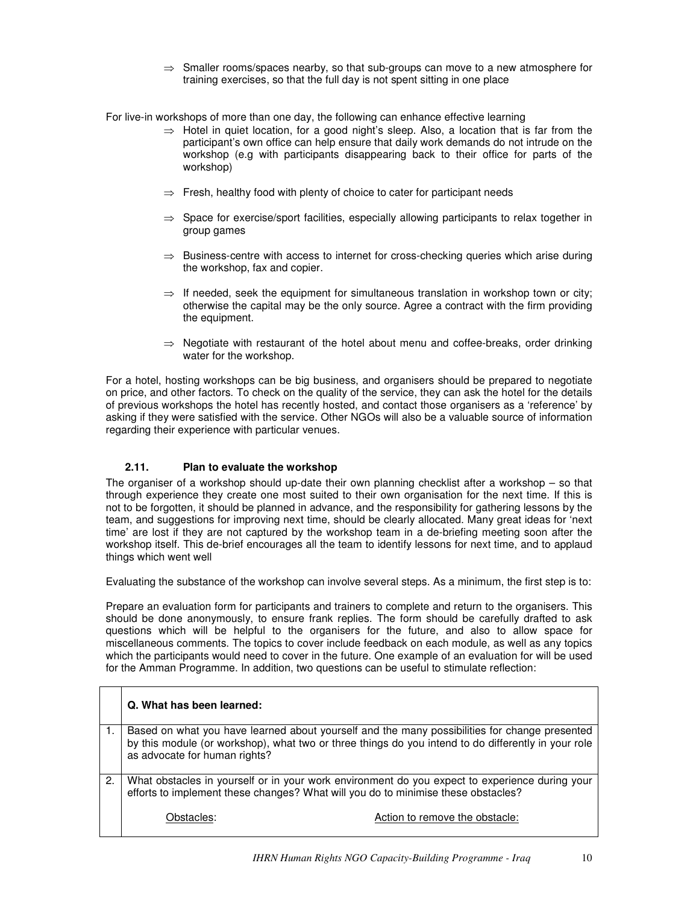⇒ Smaller rooms/spaces nearby, so that sub-groups can move to a new atmosphere for training exercises, so that the full day is not spent sitting in one place

For live-in workshops of more than one day, the following can enhance effective learning

⇒ Hotel in quiet location, for a good night's sleep. Also, a location that is far from the participant's own office can help ensure that daily work demands do not intrude on the workshop (e.g with participants disappearing back to their office for parts of the workshop)

⇒ Fresh, healthy food with plenty of choice to cater for participant needs

⇒ Space for exercise/sport facilities, especially allowing participants to relax together in group games

⇒ Business-centre with access to internet for cross-checking queries which arise during the workshop, fax and copier.

⇒ If needed, seek the equipment for simultaneous translation in workshop town or city; otherwise the capital may be the only source. Agree a contract with the firm providing the equipment.

⇒ Negotiate with restaurant of the hotel about menu and coffee-breaks, order drinking water for the workshop.

For a hotel, hosting workshops can be big business, and organisers should be prepared to negotiate on price, and other factors. To check on the quality of the service, they can ask the hotel for the details of previous workshops the hotel has recently hosted, and contact those organisers as a 'reference' by asking if they were satisfied with the service. Other NGOs will also be a valuable source of information regarding their experience with particular venues.

### 2.11. Plan to evaluate the workshop

The organiser of a workshop should up-date their own planning checklist after a workshop – so that through experience they create one most suited to their own organisation for the next time. If this is not to be forgotten, it should be planned in advance, and the responsibility for gathering lessons by the team, and suggestions for improving next time, should be clearly allocated. Many great ideas for 'next time' are lost if they are not captured by the workshop team in a de-briefing meeting soon after the workshop itself. This de-brief encourages all the team to identify lessons for next time, and to applaud things which went well

Evaluating the substance of the workshop can involve several steps. As a minimum, the first step is to:

Prepare an evaluation form for participants and trainers to complete and return to the organisers. This should be done anonymously, to ensure frank replies. The form should be carefully drafted to ask questions which will be helpful to the organisers for the future, and also to allow space for miscellaneous comments. The topics to cover include feedback on each module, as well as any topics which the participants would need to cover in the future. One example of an evaluation for will be used for the Amman Programme. In addition, two questions can be useful to stimulate reflection:

| | **Q. What has been learned:** |
|---|---|
| 1. | Based on what you have learned about yourself and the many possibilities for change presented by this module (or workshop), what two or three things do you intend to do differently in your role as advocate for human rights? |
| 2. | What obstacles in yourself or in your work environment do you expect to experience during your efforts to implement these changes? What will you do to minimise these obstacles?<br><br><u>Obstacles</u>: <u>Action to remove the obstacle:</u> |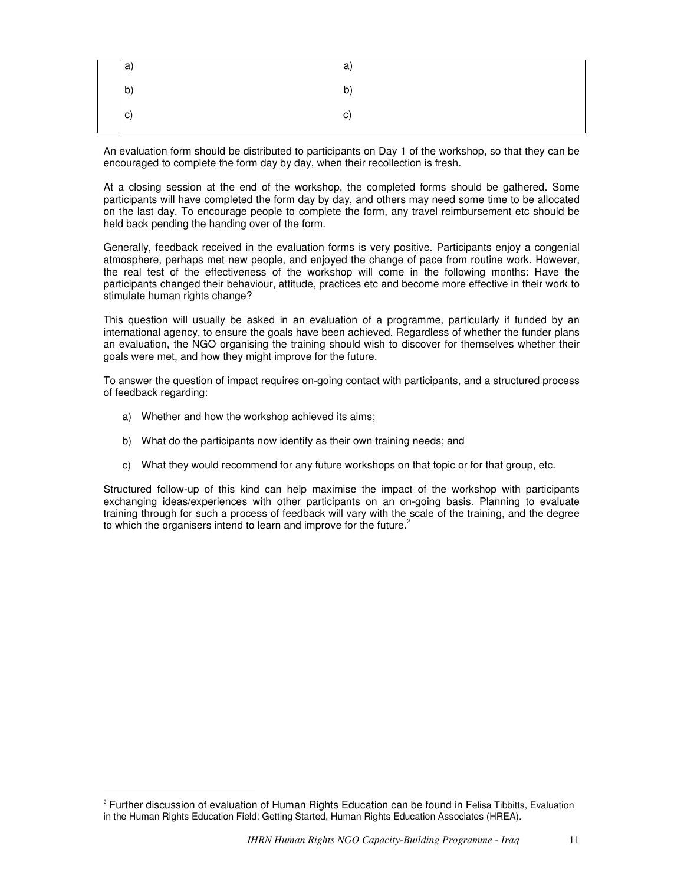| | | |
|---|---|---|
| | a) | a) |
| | b) | b) |
| | c) | c) |

An evaluation form should be distributed to participants on Day 1 of the workshop, so that they can be encouraged to complete the form day by day, when their recollection is fresh.

At a closing session at the end of the workshop, the completed forms should be gathered. Some participants will have completed the form day by day, and others may need some time to be allocated on the last day. To encourage people to complete the form, any travel reimbursement etc should be held back pending the handing over of the form.

Generally, feedback received in the evaluation forms is very positive. Participants enjoy a congenial atmosphere, perhaps met new people, and enjoyed the change of pace from routine work. However, the real test of the effectiveness of the workshop will come in the following months: Have the participants changed their behaviour, attitude, practices etc and become more effective in their work to stimulate human rights change?

This question will usually be asked in an evaluation of a programme, particularly if funded by an international agency, to ensure the goals have been achieved. Regardless of whether the funder plans an evaluation, the NGO organising the training should wish to discover for themselves whether their goals were met, and how they might improve for the future.

To answer the question of impact requires on-going contact with participants, and a structured process of feedback regarding:

a) Whether and how the workshop achieved its aims;

b) What do the participants now identify as their own training needs; and

c) What they would recommend for any future workshops on that topic or for that group, etc.

Structured follow-up of this kind can help maximise the impact of the workshop with participants exchanging ideas/experiences with other participants on an on-going basis. Planning to evaluate training through for such a process of feedback will vary with the scale of the training, and the degree to which the organisers intend to learn and improve for the future.[2]

---

[2] Further discussion of evaluation of Human Rights Education can be found in Felisa Tibbitts, Evaluation in the Human Rights Education Field: Getting Started, Human Rights Education Associates (HREA).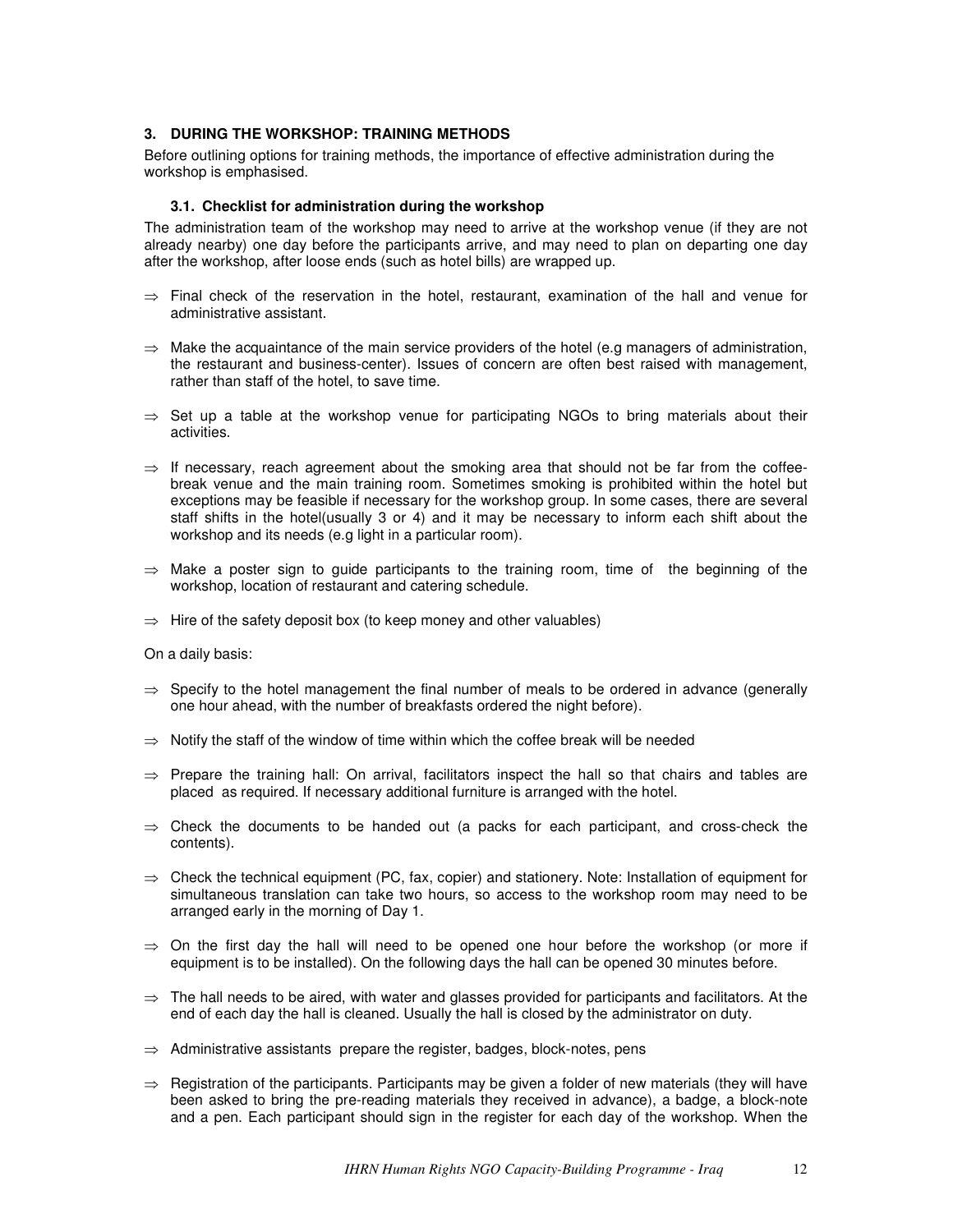## 3. DURING THE WORKSHOP: TRAINING METHODS

Before outlining options for training methods, the importance of effective administration during the workshop is emphasised.

### 3.1. Checklist for administration during the workshop

The administration team of the workshop may need to arrive at the workshop venue (if they are not already nearby) one day before the participants arrive, and may need to plan on departing one day after the workshop, after loose ends (such as hotel bills) are wrapped up.

- ⇒ Final check of the reservation in the hotel, restaurant, examination of the hall and venue for administrative assistant.
- ⇒ Make the acquaintance of the main service providers of the hotel (e.g managers of administration, the restaurant and business-center). Issues of concern are often best raised with management, rather than staff of the hotel, to save time.
- ⇒ Set up a table at the workshop venue for participating NGOs to bring materials about their activities.
- ⇒ If necessary, reach agreement about the smoking area that should not be far from the coffee-break venue and the main training room. Sometimes smoking is prohibited within the hotel but exceptions may be feasible if necessary for the workshop group. In some cases, there are several staff shifts in the hotel(usually 3 or 4) and it may be necessary to inform each shift about the workshop and its needs (e.g light in a particular room).
- ⇒ Make a poster sign to guide participants to the training room, time of the beginning of the workshop, location of restaurant and catering schedule.
- ⇒ Hire of the safety deposit box (to keep money and other valuables)

On a daily basis:

- ⇒ Specify to the hotel management the final number of meals to be ordered in advance (generally one hour ahead, with the number of breakfasts ordered the night before).
- ⇒ Notify the staff of the window of time within which the coffee break will be needed
- ⇒ Prepare the training hall: On arrival, facilitators inspect the hall so that chairs and tables are placed as required. If necessary additional furniture is arranged with the hotel.
- ⇒ Check the documents to be handed out (a packs for each participant, and cross-check the contents).
- ⇒ Check the technical equipment (PC, fax, copier) and stationery. Note: Installation of equipment for simultaneous translation can take two hours, so access to the workshop room may need to be arranged early in the morning of Day 1.
- ⇒ On the first day the hall will need to be opened one hour before the workshop (or more if equipment is to be installed). On the following days the hall can be opened 30 minutes before.
- ⇒ The hall needs to be aired, with water and glasses provided for participants and facilitators. At the end of each day the hall is cleaned. Usually the hall is closed by the administrator on duty.
- ⇒ Administrative assistants prepare the register, badges, block-notes, pens
- ⇒ Registration of the participants. Participants may be given a folder of new materials (they will have been asked to bring the pre-reading materials they received in advance), a badge, a block-note and a pen. Each participant should sign in the register for each day of the workshop. When the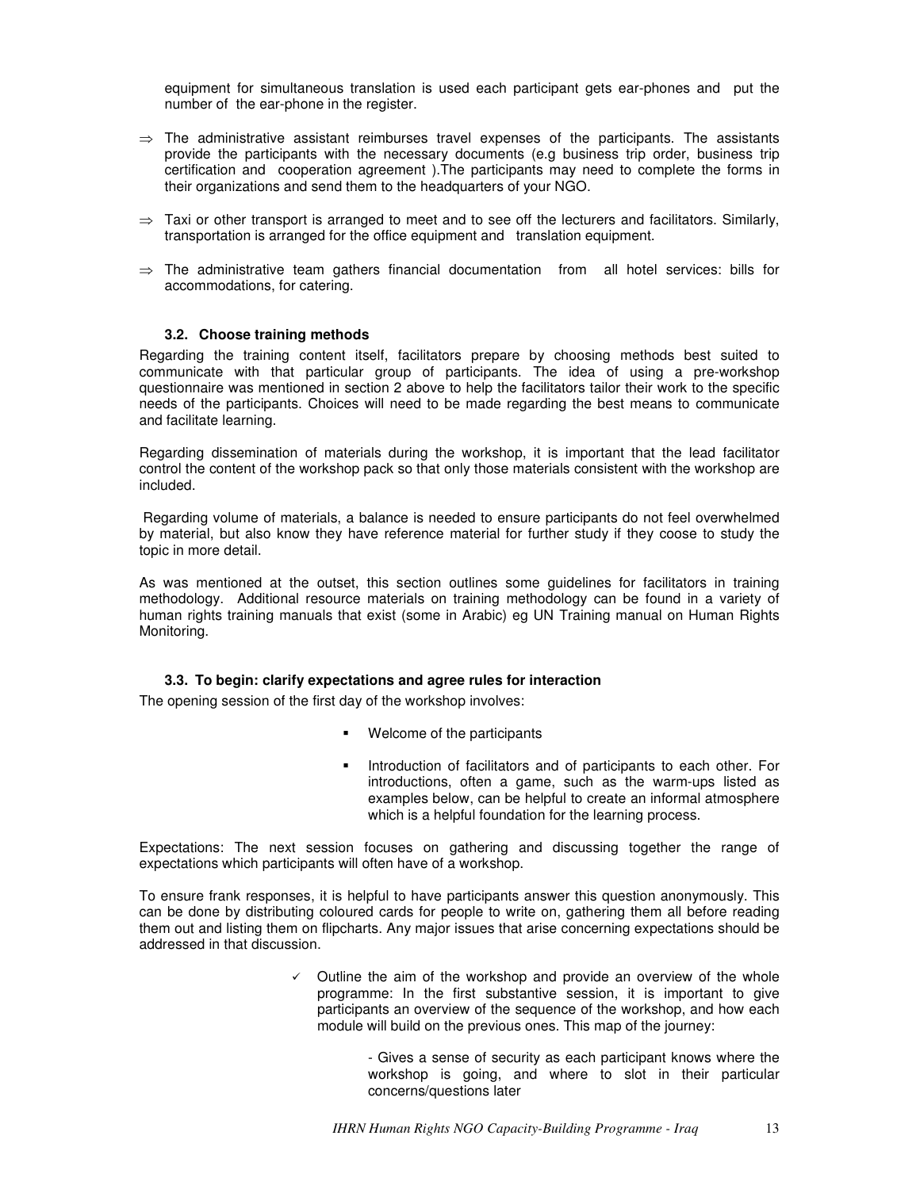equipment for simultaneous translation is used each participant gets ear-phones and put the number of the ear-phone in the register.

- ⇒ The administrative assistant reimburses travel expenses of the participants. The assistants provide the participants with the necessary documents (e.g business trip order, business trip certification and cooperation agreement ).The participants may need to complete the forms in their organizations and send them to the headquarters of your NGO.

- ⇒ Taxi or other transport is arranged to meet and to see off the lecturers and facilitators. Similarly, transportation is arranged for the office equipment and translation equipment.

- ⇒ The administrative team gathers financial documentation from all hotel services: bills for accommodations, for catering.

### 3.2. Choose training methods

Regarding the training content itself, facilitators prepare by choosing methods best suited to communicate with that particular group of participants. The idea of using a pre-workshop questionnaire was mentioned in section 2 above to help the facilitators tailor their work to the specific needs of the participants. Choices will need to be made regarding the best means to communicate and facilitate learning.

Regarding dissemination of materials during the workshop, it is important that the lead facilitator control the content of the workshop pack so that only those materials consistent with the workshop are included.

Regarding volume of materials, a balance is needed to ensure participants do not feel overwhelmed by material, but also know they have reference material for further study if they coose to study the topic in more detail.

As was mentioned at the outset, this section outlines some guidelines for facilitators in training methodology. Additional resource materials on training methodology can be found in a variety of human rights training manuals that exist (some in Arabic) eg UN Training manual on Human Rights Monitoring.

### 3.3. To begin: clarify expectations and agree rules for interaction

The opening session of the first day of the workshop involves:

- Welcome of the participants
- Introduction of facilitators and of participants to each other. For introductions, often a game, such as the warm-ups listed as examples below, can be helpful to create an informal atmosphere which is a helpful foundation for the learning process.

Expectations: The next session focuses on gathering and discussing together the range of expectations which participants will often have of a workshop.

To ensure frank responses, it is helpful to have participants answer this question anonymously. This can be done by distributing coloured cards for people to write on, gathering them all before reading them out and listing them on flipcharts. Any major issues that arise concerning expectations should be addressed in that discussion.

- ✓ Outline the aim of the workshop and provide an overview of the whole programme: In the first substantive session, it is important to give participants an overview of the sequence of the workshop, and how each module will build on the previous ones. This map of the journey:

  - Gives a sense of security as each participant knows where the workshop is going, and where to slot in their particular concerns/questions later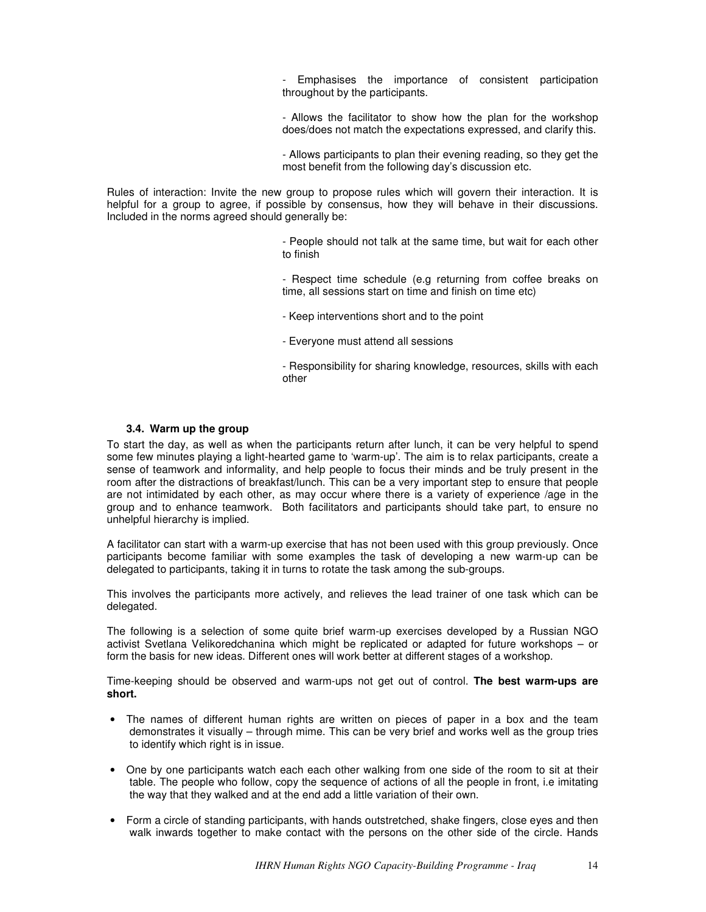- Emphasises the importance of consistent participation throughout by the participants.

- Allows the facilitator to show how the plan for the workshop does/does not match the expectations expressed, and clarify this.

- Allows participants to plan their evening reading, so they get the most benefit from the following day's discussion etc.

Rules of interaction: Invite the new group to propose rules which will govern their interaction. It is helpful for a group to agree, if possible by consensus, how they will behave in their discussions. Included in the norms agreed should generally be:

- People should not talk at the same time, but wait for each other to finish

- Respect time schedule (e.g returning from coffee breaks on time, all sessions start on time and finish on time etc)

- Keep interventions short and to the point

- Everyone must attend all sessions

- Responsibility for sharing knowledge, resources, skills with each other

### 3.4. Warm up the group

To start the day, as well as when the participants return after lunch, it can be very helpful to spend some few minutes playing a light-hearted game to 'warm-up'. The aim is to relax participants, create a sense of teamwork and informality, and help people to focus their minds and be truly present in the room after the distractions of breakfast/lunch. This can be a very important step to ensure that people are not intimidated by each other, as may occur where there is a variety of experience /age in the group and to enhance teamwork. Both facilitators and participants should take part, to ensure no unhelpful hierarchy is implied.

A facilitator can start with a warm-up exercise that has not been used with this group previously. Once participants become familiar with some examples the task of developing a new warm-up can be delegated to participants, taking it in turns to rotate the task among the sub-groups.

This involves the participants more actively, and relieves the lead trainer of one task which can be delegated.

The following is a selection of some quite brief warm-up exercises developed by a Russian NGO activist Svetlana Velikoredchanina which might be replicated or adapted for future workshops – or form the basis for new ideas. Different ones will work better at different stages of a workshop.

Time-keeping should be observed and warm-ups not get out of control. **The best warm-ups are short.**

- The names of different human rights are written on pieces of paper in a box and the team demonstrates it visually – through mime. This can be very brief and works well as the group tries to identify which right is in issue.
- One by one participants watch each each other walking from one side of the room to sit at their table. The people who follow, copy the sequence of actions of all the people in front, i.e imitating the way that they walked and at the end add a little variation of their own.
- Form a circle of standing participants, with hands outstretched, shake fingers, close eyes and then walk inwards together to make contact with the persons on the other side of the circle. Hands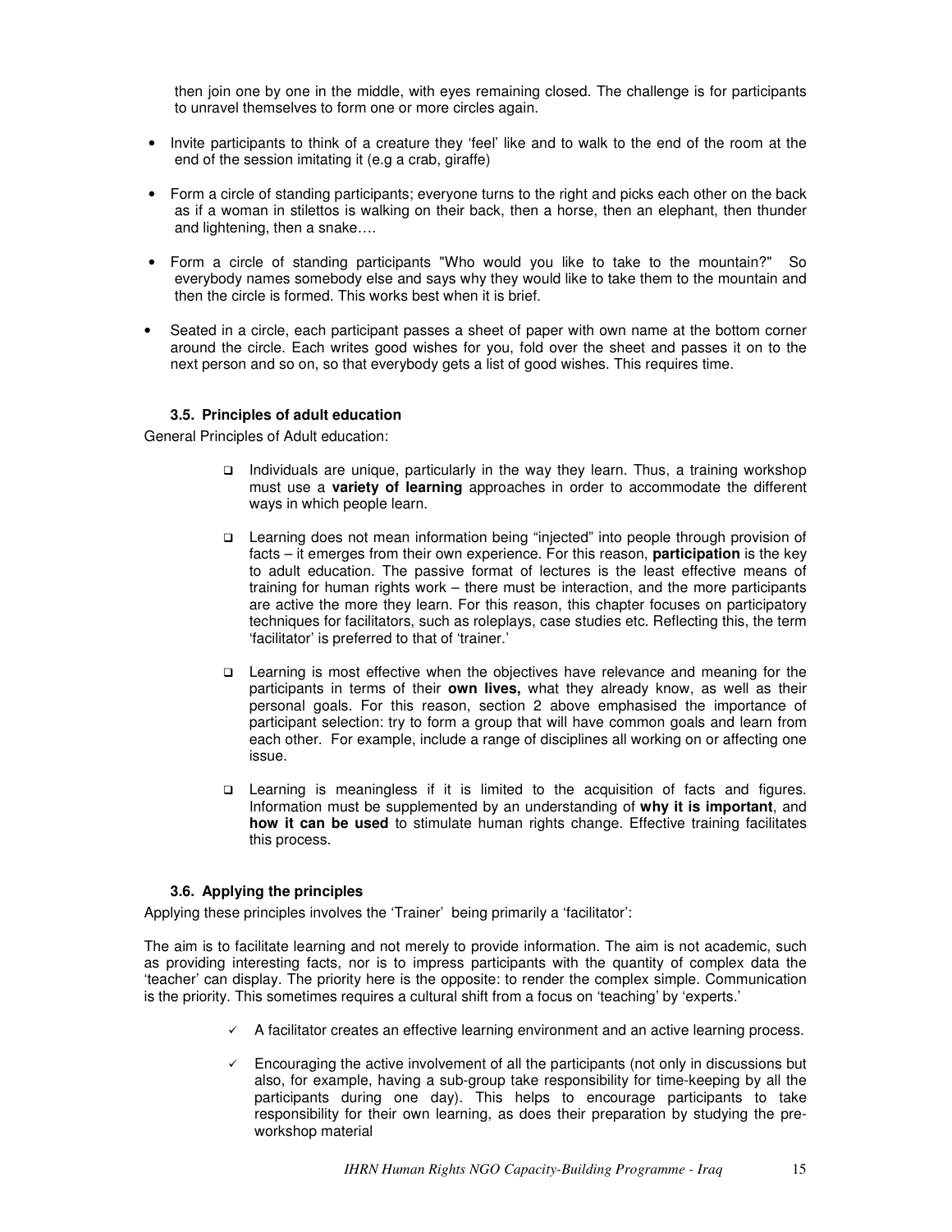then join one by one in the middle, with eyes remaining closed. The challenge is for participants to unravel themselves to form one or more circles again.

- Invite participants to think of a creature they 'feel' like and to walk to the end of the room at the end of the session imitating it (e.g a crab, giraffe)
- Form a circle of standing participants; everyone turns to the right and picks each other on the back as if a woman in stilettos is walking on their back, then a horse, then an elephant, then thunder and lightening, then a snake….
- Form a circle of standing participants "Who would you like to take to the mountain?" So everybody names somebody else and says why they would like to take them to the mountain and then the circle is formed. This works best when it is brief.
- Seated in a circle, each participant passes a sheet of paper with own name at the bottom corner around the circle. Each writes good wishes for you, fold over the sheet and passes it on to the next person and so on, so that everybody gets a list of good wishes. This requires time.

### 3.5. Principles of adult education

General Principles of Adult education:

- Individuals are unique, particularly in the way they learn. Thus, a training workshop must use a **variety of learning** approaches in order to accommodate the different ways in which people learn.
- Learning does not mean information being "injected" into people through provision of facts – it emerges from their own experience. For this reason, **participation** is the key to adult education. The passive format of lectures is the least effective means of training for human rights work – there must be interaction, and the more participants are active the more they learn. For this reason, this chapter focuses on participatory techniques for facilitators, such as roleplays, case studies etc. Reflecting this, the term 'facilitator' is preferred to that of 'trainer.'
- Learning is most effective when the objectives have relevance and meaning for the participants in terms of their **own lives,** what they already know, as well as their personal goals. For this reason, section 2 above emphasised the importance of participant selection: try to form a group that will have common goals and learn from each other. For example, include a range of disciplines all working on or affecting one issue.
- Learning is meaningless if it is limited to the acquisition of facts and figures. Information must be supplemented by an understanding of **why it is important**, and **how it can be used** to stimulate human rights change. Effective training facilitates this process.

### 3.6. Applying the principles

Applying these principles involves the 'Trainer' being primarily a 'facilitator':

The aim is to facilitate learning and not merely to provide information. The aim is not academic, such as providing interesting facts, nor is to impress participants with the quantity of complex data the 'teacher' can display. The priority here is the opposite: to render the complex simple. Communication is the priority. This sometimes requires a cultural shift from a focus on 'teaching' by 'experts.'

- ✓ A facilitator creates an effective learning environment and an active learning process.
- ✓ Encouraging the active involvement of all the participants (not only in discussions but also, for example, having a sub-group take responsibility for time-keeping by all the participants during one day). This helps to encourage participants to take responsibility for their own learning, as does their preparation by studying the pre-workshop material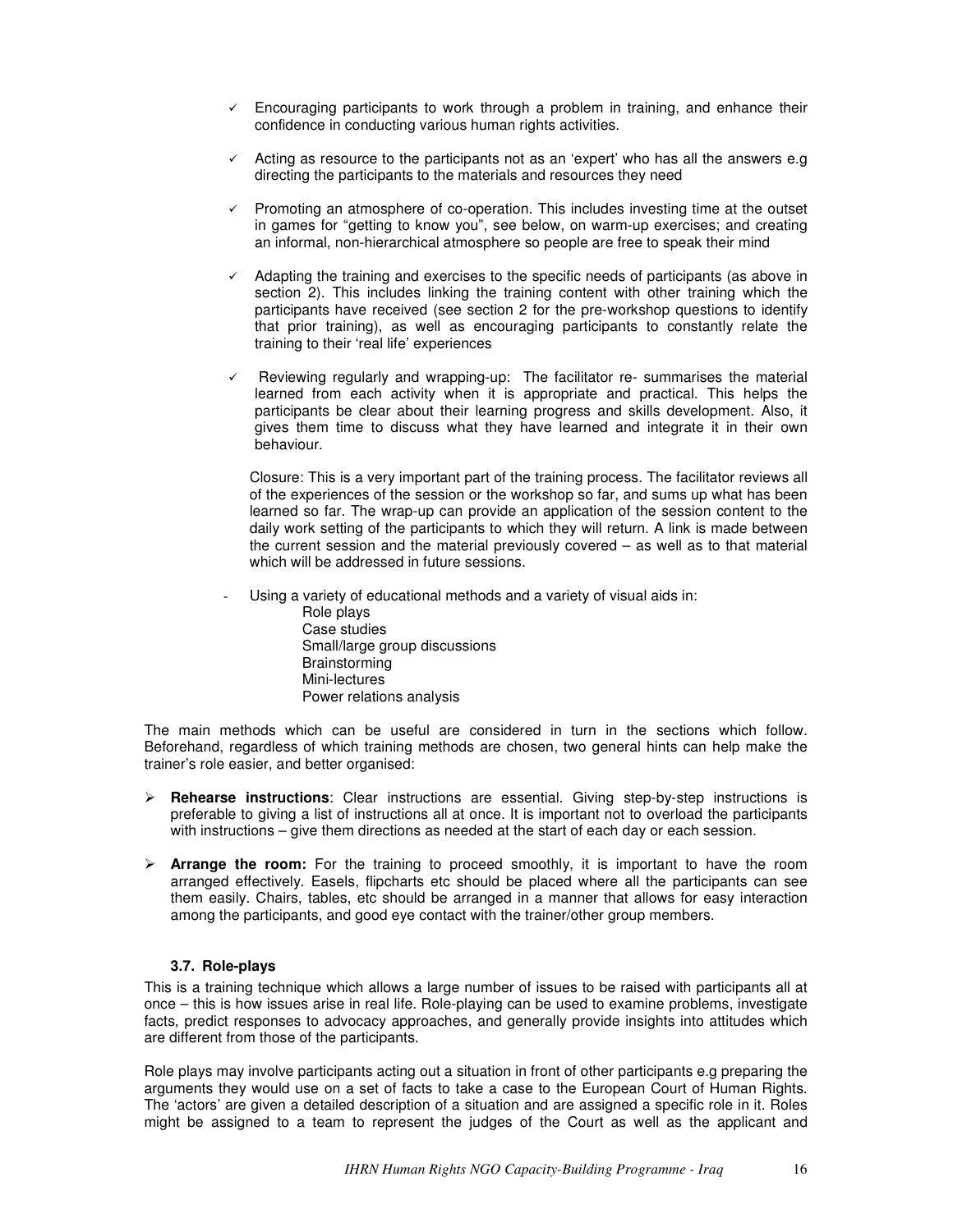- ✓ Encouraging participants to work through a problem in training, and enhance their confidence in conducting various human rights activities.

- ✓ Acting as resource to the participants not as an 'expert' who has all the answers e.g directing the participants to the materials and resources they need

- ✓ Promoting an atmosphere of co-operation. This includes investing time at the outset in games for "getting to know you", see below, on warm-up exercises; and creating an informal, non-hierarchical atmosphere so people are free to speak their mind

- ✓ Adapting the training and exercises to the specific needs of participants (as above in section 2). This includes linking the training content with other training which the participants have received (see section 2 for the pre-workshop questions to identify that prior training), as well as encouraging participants to constantly relate the training to their 'real life' experiences

- ✓ Reviewing regularly and wrapping-up: The facilitator re- summarises the material learned from each activity when it is appropriate and practical. This helps the participants be clear about their learning progress and skills development. Also, it gives them time to discuss what they have learned and integrate it in their own behaviour.

  Closure: This is a very important part of the training process. The facilitator reviews all of the experiences of the session or the workshop so far, and sums up what has been learned so far. The wrap-up can provide an application of the session content to the daily work setting of the participants to which they will return. A link is made between the current session and the material previously covered – as well as to that material which will be addressed in future sessions.

- Using a variety of educational methods and a variety of visual aids in:
  - Role plays
  - Case studies
  - Small/large group discussions
  - Brainstorming
  - Mini-lectures
  - Power relations analysis

The main methods which can be useful are considered in turn in the sections which follow. Beforehand, regardless of which training methods are chosen, two general hints can help make the trainer's role easier, and better organised:

- **Rehearse instructions**: Clear instructions are essential. Giving step-by-step instructions is preferable to giving a list of instructions all at once. It is important not to overload the participants with instructions – give them directions as needed at the start of each day or each session.

- **Arrange the room:** For the training to proceed smoothly, it is important to have the room arranged effectively. Easels, flipcharts etc should be placed where all the participants can see them easily. Chairs, tables, etc should be arranged in a manner that allows for easy interaction among the participants, and good eye contact with the trainer/other group members.

### 3.7. Role-plays

This is a training technique which allows a large number of issues to be raised with participants all at once – this is how issues arise in real life. Role-playing can be used to examine problems, investigate facts, predict responses to advocacy approaches, and generally provide insights into attitudes which are different from those of the participants.

Role plays may involve participants acting out a situation in front of other participants e.g preparing the arguments they would use on a set of facts to take a case to the European Court of Human Rights. The 'actors' are given a detailed description of a situation and are assigned a specific role in it. Roles might be assigned to a team to represent the judges of the Court as well as the applicant and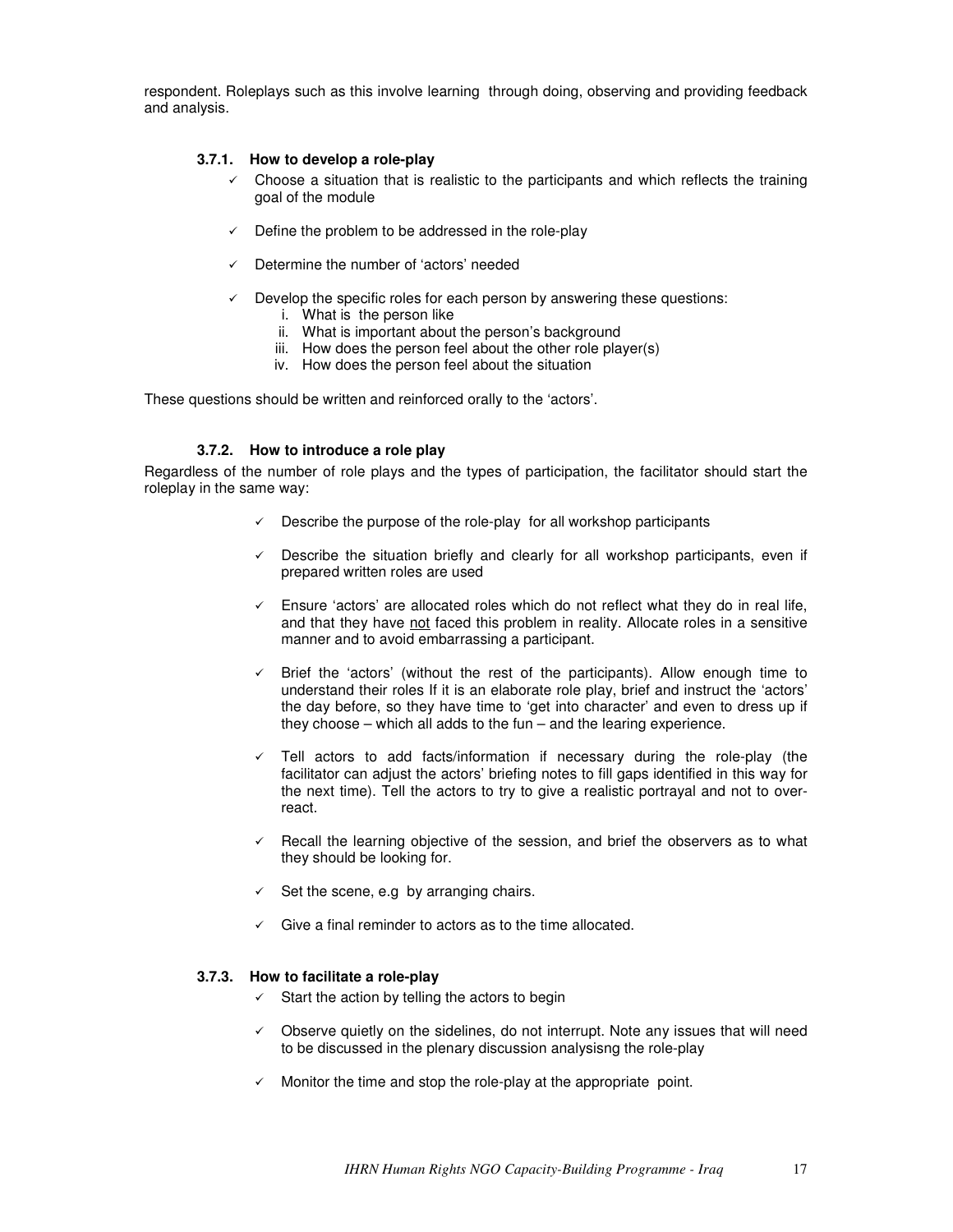respondent. Roleplays such as this involve learning through doing, observing and providing feedback and analysis.

### 3.7.1. How to develop a role-play

- ✓ Choose a situation that is realistic to the participants and which reflects the training goal of the module
- ✓ Define the problem to be addressed in the role-play
- ✓ Determine the number of 'actors' needed
- ✓ Develop the specific roles for each person by answering these questions:
  - i. What is the person like
  - ii. What is important about the person's background
  - iii. How does the person feel about the other role player(s)
  - iv. How does the person feel about the situation

These questions should be written and reinforced orally to the 'actors'.

### 3.7.2. How to introduce a role play

Regardless of the number of role plays and the types of participation, the facilitator should start the roleplay in the same way:

- ✓ Describe the purpose of the role-play for all workshop participants
- ✓ Describe the situation briefly and clearly for all workshop participants, even if prepared written roles are used
- ✓ Ensure 'actors' are allocated roles which do not reflect what they do in real life, and that they have <u>not</u> faced this problem in reality. Allocate roles in a sensitive manner and to avoid embarrassing a participant.
- ✓ Brief the 'actors' (without the rest of the participants). Allow enough time to understand their roles If it is an elaborate role play, brief and instruct the 'actors' the day before, so they have time to 'get into character' and even to dress up if they choose – which all adds to the fun – and the learing experience.
- ✓ Tell actors to add facts/information if necessary during the role-play (the facilitator can adjust the actors' briefing notes to fill gaps identified in this way for the next time). Tell the actors to try to give a realistic portrayal and not to over-react.
- ✓ Recall the learning objective of the session, and brief the observers as to what they should be looking for.
- ✓ Set the scene, e.g by arranging chairs.
- ✓ Give a final reminder to actors as to the time allocated.

### 3.7.3. How to facilitate a role-play

- ✓ Start the action by telling the actors to begin
- ✓ Observe quietly on the sidelines, do not interrupt. Note any issues that will need to be discussed in the plenary discussion analysisng the role-play
- ✓ Monitor the time and stop the role-play at the appropriate point.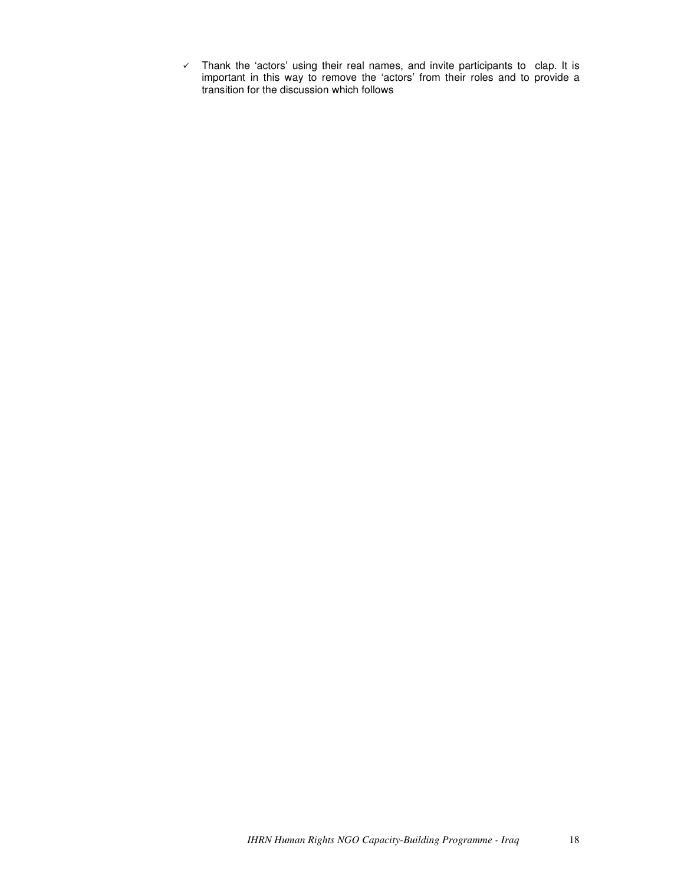- ✓ Thank the 'actors' using their real names, and invite participants to clap. It is important in this way to remove the 'actors' from their roles and to provide a transition for the discussion which follows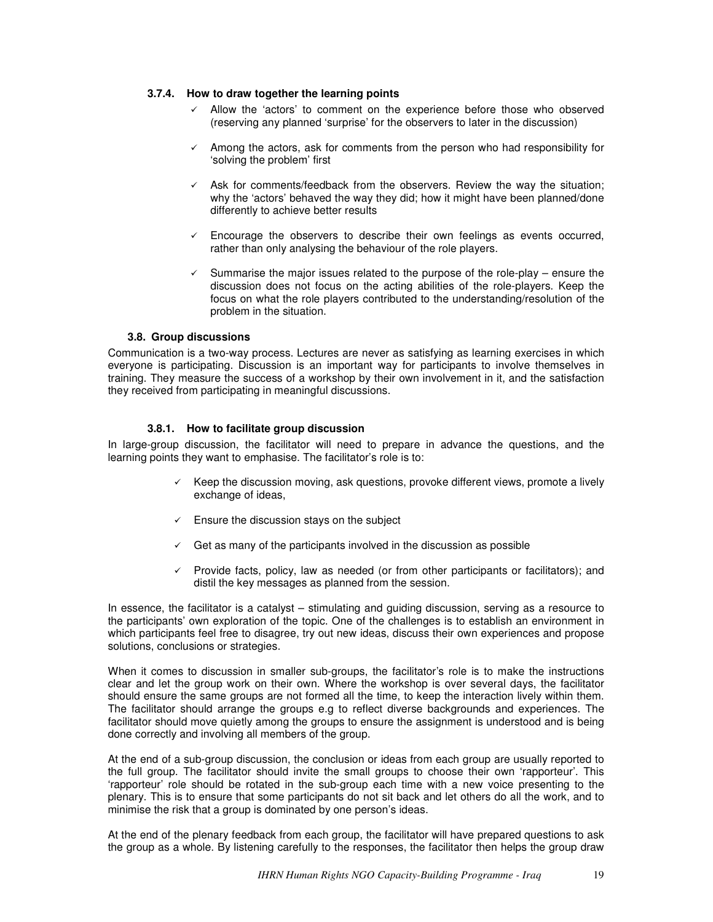#### 3.7.4. How to draw together the learning points

- ✓ Allow the 'actors' to comment on the experience before those who observed (reserving any planned 'surprise' for the observers to later in the discussion)
- ✓ Among the actors, ask for comments from the person who had responsibility for 'solving the problem' first
- ✓ Ask for comments/feedback from the observers. Review the way the situation; why the 'actors' behaved the way they did; how it might have been planned/done differently to achieve better results
- ✓ Encourage the observers to describe their own feelings as events occurred, rather than only analysing the behaviour of the role players.
- ✓ Summarise the major issues related to the purpose of the role-play – ensure the discussion does not focus on the acting abilities of the role-players. Keep the focus on what the role players contributed to the understanding/resolution of the problem in the situation.

### 3.8. Group discussions

Communication is a two-way process. Lectures are never as satisfying as learning exercises in which everyone is participating. Discussion is an important way for participants to involve themselves in training. They measure the success of a workshop by their own involvement in it, and the satisfaction they received from participating in meaningful discussions.

#### 3.8.1. How to facilitate group discussion

In large-group discussion, the facilitator will need to prepare in advance the questions, and the learning points they want to emphasise. The facilitator's role is to:

- ✓ Keep the discussion moving, ask questions, provoke different views, promote a lively exchange of ideas,
- ✓ Ensure the discussion stays on the subject
- ✓ Get as many of the participants involved in the discussion as possible
- ✓ Provide facts, policy, law as needed (or from other participants or facilitators); and distil the key messages as planned from the session.

In essence, the facilitator is a catalyst – stimulating and guiding discussion, serving as a resource to the participants' own exploration of the topic. One of the challenges is to establish an environment in which participants feel free to disagree, try out new ideas, discuss their own experiences and propose solutions, conclusions or strategies.

When it comes to discussion in smaller sub-groups, the facilitator's role is to make the instructions clear and let the group work on their own. Where the workshop is over several days, the facilitator should ensure the same groups are not formed all the time, to keep the interaction lively within them. The facilitator should arrange the groups e.g to reflect diverse backgrounds and experiences. The facilitator should move quietly among the groups to ensure the assignment is understood and is being done correctly and involving all members of the group.

At the end of a sub-group discussion, the conclusion or ideas from each group are usually reported to the full group. The facilitator should invite the small groups to choose their own 'rapporteur'. This 'rapporteur' role should be rotated in the sub-group each time with a new voice presenting to the plenary. This is to ensure that some participants do not sit back and let others do all the work, and to minimise the risk that a group is dominated by one person's ideas.

At the end of the plenary feedback from each group, the facilitator will have prepared questions to ask the group as a whole. By listening carefully to the responses, the facilitator then helps the group draw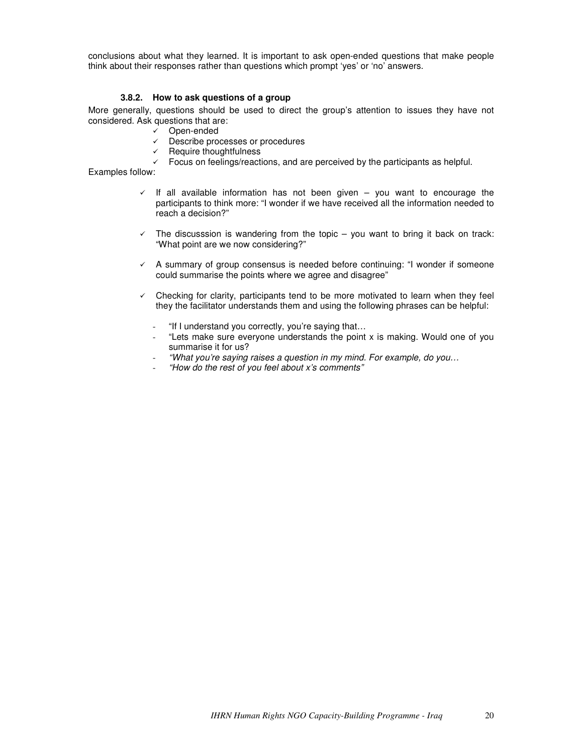conclusions about what they learned. It is important to ask open-ended questions that make people think about their responses rather than questions which prompt 'yes' or 'no' answers.

### 3.8.2. How to ask questions of a group

More generally, questions should be used to direct the group's attention to issues they have not considered. Ask questions that are:

- ✓ Open-ended
- ✓ Describe processes or procedures
- ✓ Require thoughtfulness
- ✓ Focus on feelings/reactions, and are perceived by the participants as helpful.

Examples follow:

- ✓ If all available information has not been given – you want to encourage the participants to think more: "I wonder if we have received all the information needed to reach a decision?"

- ✓ The discusssion is wandering from the topic – you want to bring it back on track: "What point are we now considering?"

- ✓ A summary of group consensus is needed before continuing: "I wonder if someone could summarise the points where we agree and disagree"

- ✓ Checking for clarity, participants tend to be more motivated to learn when they feel they the facilitator understands them and using the following phrases can be helpful:

  - "If I understand you correctly, you're saying that…
  - "Lets make sure everyone understands the point x is making. Would one of you summarise it for us?
  - *"What you're saying raises a question in my mind. For example, do you…*
  - *"How do the rest of you feel about x's comments"*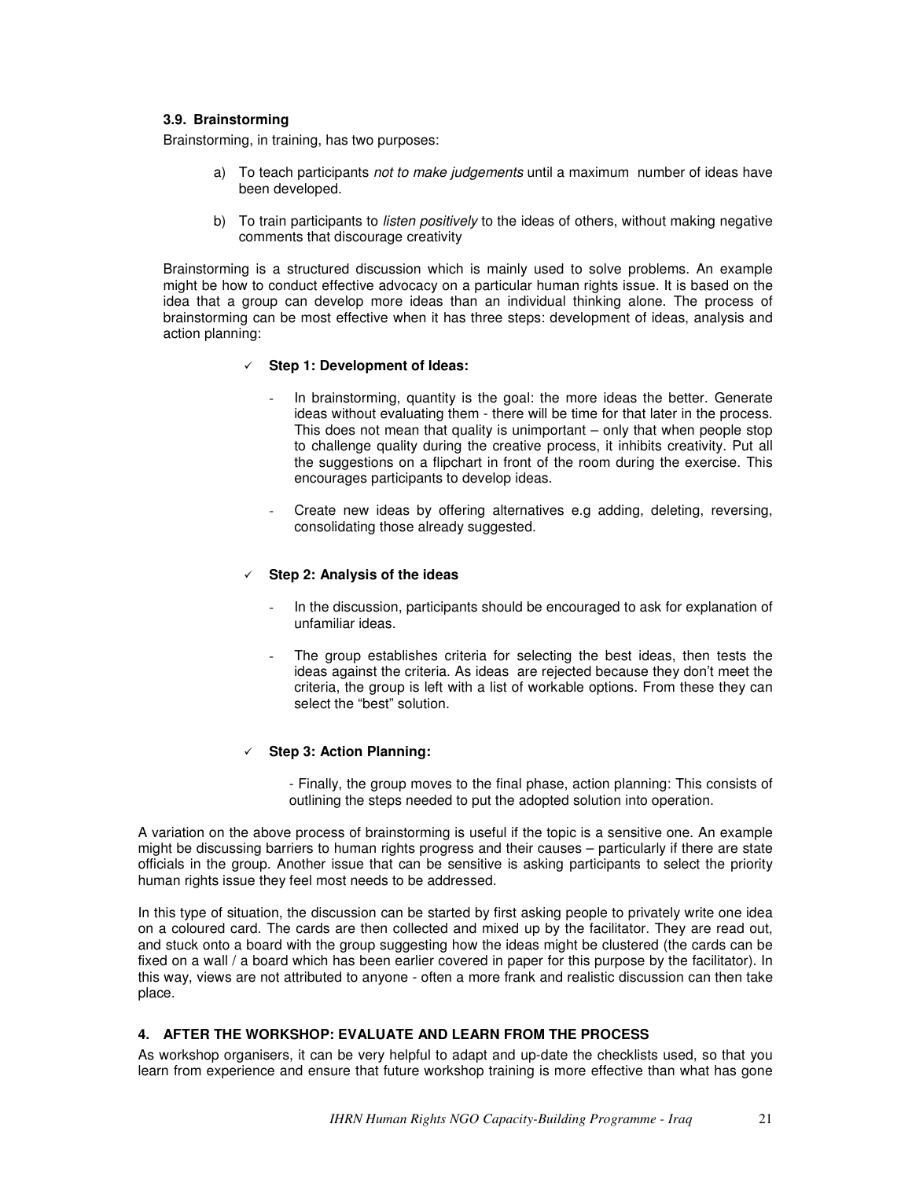### 3.9. Brainstorming

Brainstorming, in training, has two purposes:

a) To teach participants *not to make judgements* until a maximum number of ideas have been developed.

b) To train participants to *listen positively* to the ideas of others, without making negative comments that discourage creativity

Brainstorming is a structured discussion which is mainly used to solve problems. An example might be how to conduct effective advocacy on a particular human rights issue. It is based on the idea that a group can develop more ideas than an individual thinking alone. The process of brainstorming can be most effective when it has three steps: development of ideas, analysis and action planning:

✓ **Step 1: Development of Ideas:**

- In brainstorming, quantity is the goal: the more ideas the better. Generate ideas without evaluating them - there will be time for that later in the process. This does not mean that quality is unimportant – only that when people stop to challenge quality during the creative process, it inhibits creativity. Put all the suggestions on a flipchart in front of the room during the exercise. This encourages participants to develop ideas.

- Create new ideas by offering alternatives e.g adding, deleting, reversing, consolidating those already suggested.

✓ **Step 2: Analysis of the ideas**

- In the discussion, participants should be encouraged to ask for explanation of unfamiliar ideas.

- The group establishes criteria for selecting the best ideas, then tests the ideas against the criteria. As ideas are rejected because they don't meet the criteria, the group is left with a list of workable options. From these they can select the "best" solution.

✓ **Step 3: Action Planning:**

- Finally, the group moves to the final phase, action planning: This consists of outlining the steps needed to put the adopted solution into operation.

A variation on the above process of brainstorming is useful if the topic is a sensitive one. An example might be discussing barriers to human rights progress and their causes – particularly if there are state officials in the group. Another issue that can be sensitive is asking participants to select the priority human rights issue they feel most needs to be addressed.

In this type of situation, the discussion can be started by first asking people to privately write one idea on a coloured card. The cards are then collected and mixed up by the facilitator. They are read out, and stuck onto a board with the group suggesting how the ideas might be clustered (the cards can be fixed on a wall / a board which has been earlier covered in paper for this purpose by the facilitator). In this way, views are not attributed to anyone - often a more frank and realistic discussion can then take place.

## 4. AFTER THE WORKSHOP: EVALUATE AND LEARN FROM THE PROCESS

As workshop organisers, it can be very helpful to adapt and up-date the checklists used, so that you learn from experience and ensure that future workshop training is more effective than what has gone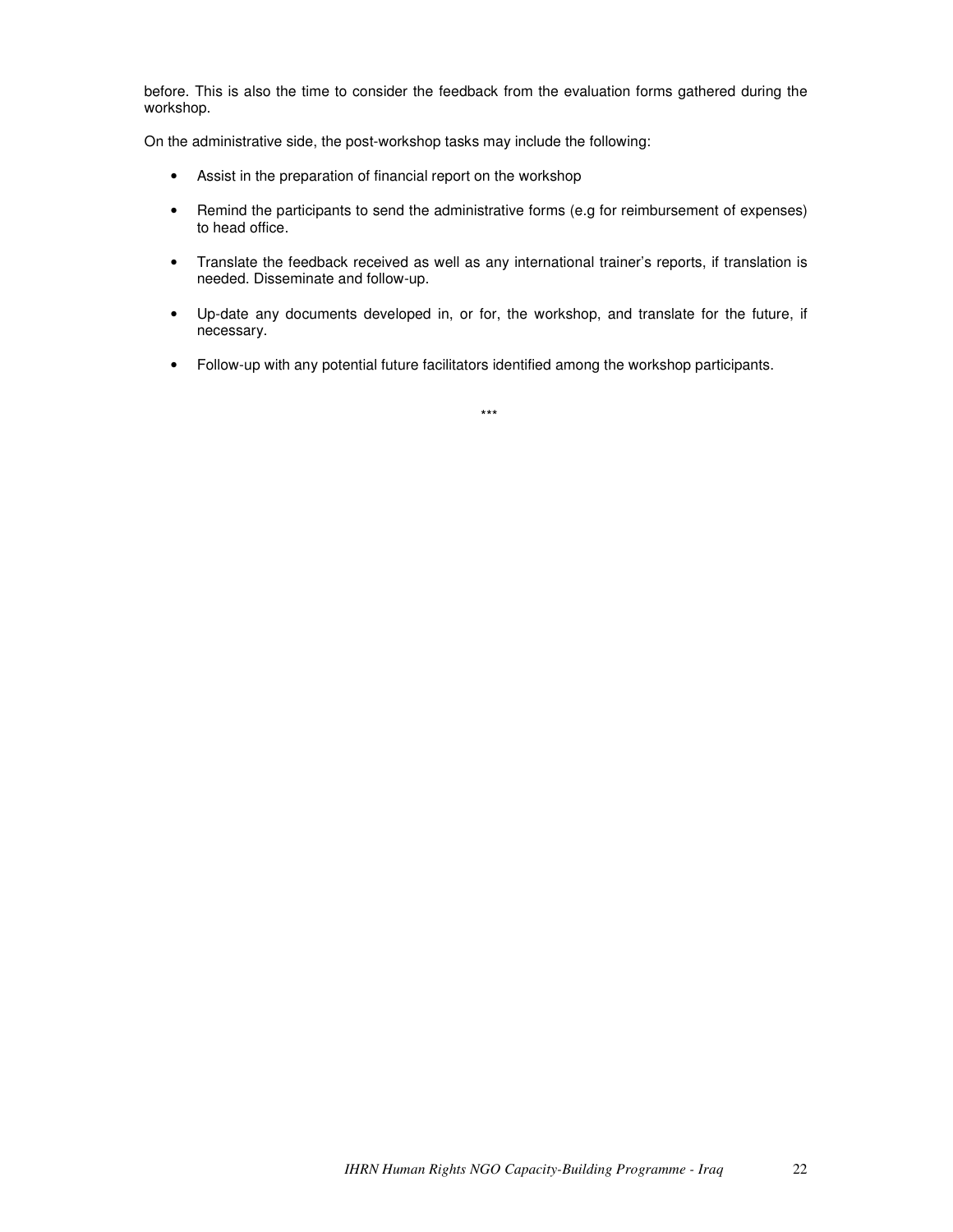before. This is also the time to consider the feedback from the evaluation forms gathered during the workshop.

On the administrative side, the post-workshop tasks may include the following:

- Assist in the preparation of financial report on the workshop
- Remind the participants to send the administrative forms (e.g for reimbursement of expenses) to head office.
- Translate the feedback received as well as any international trainer's reports, if translation is needed. Disseminate and follow-up.
- Up-date any documents developed in, or for, the workshop, and translate for the future, if necessary.
- Follow-up with any potential future facilitators identified among the workshop participants.

***